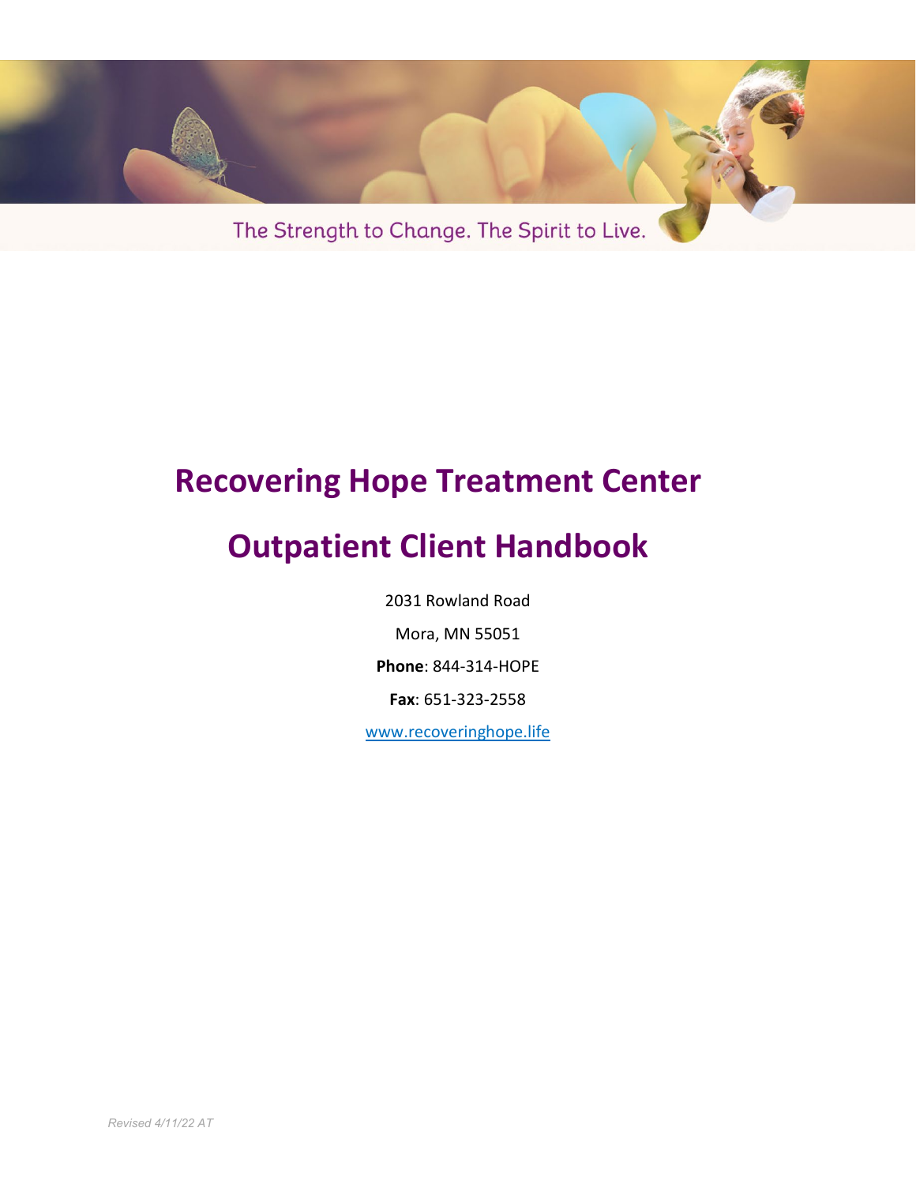The Strength to Change. The Spirit to Live.

# Recovering Hope Treatment Center

# Outpatient Client Handbook

2031 Rowland Road

Mora, MN 55051

**Phone**: 844-314-HOPE

**Fax**: 651-323-2558

www.recoveringhope.life

*Revised 4/11/22 AT*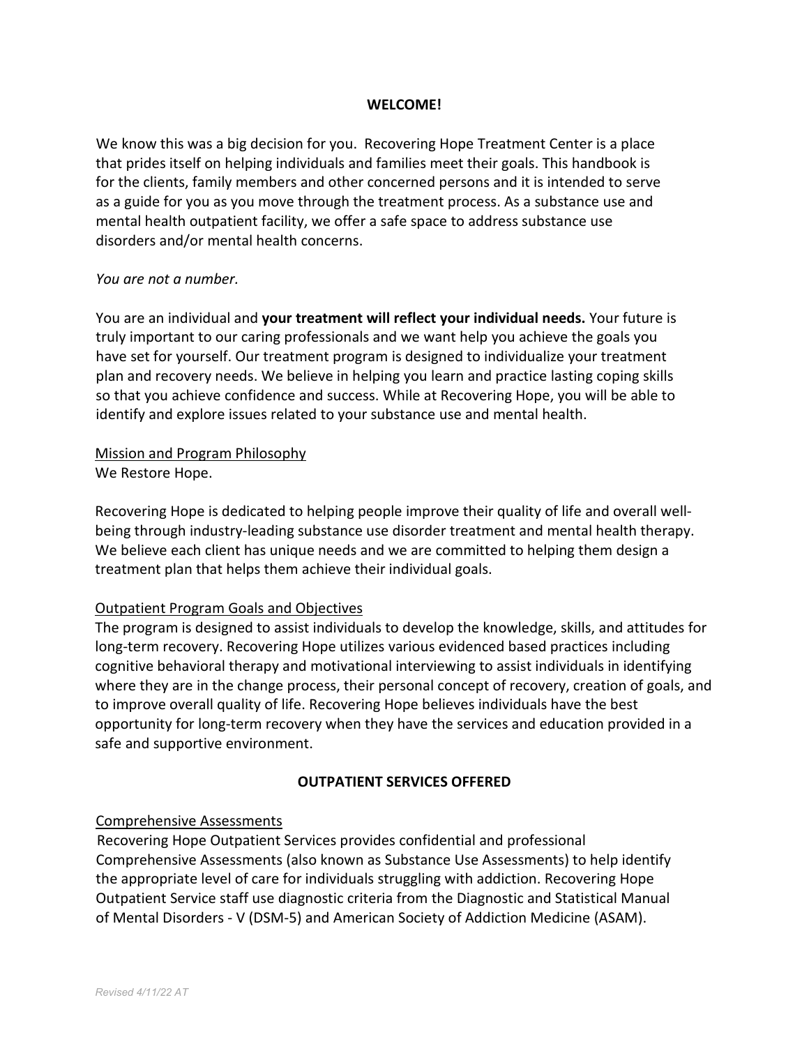## WELCOME!

We know this was a big decision for you. Recovering Hope Treatment Center is a place that prides itself on helping individuals and families meet their goals. This handbook is for the clients, family members and other concerned persons and it is intended to serve as a guide for you as you move through the treatment process. As a substance use and mental health outpatient facility, we offer a safe space to address substance use disorders and/or mental health concerns.

*You are not a number.*

You are an individual and **your treatment will reflect your individual needs.** Your future is truly important to our caring professionals and we want help you achieve the goals you have set for yourself. Our treatment program is designed to individualize your treatment plan and recovery needs. We believe in helping you learn and practice lasting coping skills so that you achieve confidence and success. While at Recovering Hope, you will be able to identify and explore issues related to your substance use and mental health.

### Mission and Program Philosophy

We Restore Hope.

Recovering Hope is dedicated to helping people improve their quality of life and overall well-being through industry-leading substance use disorder treatment and mental health therapy. We believe each client has unique needs and we are committed to helping them design a treatment plan that helps them achieve their individual goals.

### Outpatient Program Goals and Objectives

The program is designed to assist individuals to develop the knowledge, skills, and attitudes for long-term recovery. Recovering Hope utilizes various evidenced based practices including cognitive behavioral therapy and motivational interviewing to assist individuals in identifying where they are in the change process, their personal concept of recovery, creation of goals, and to improve overall quality of life. Recovering Hope believes individuals have the best opportunity for long-term recovery when they have the services and education provided in a safe and supportive environment.

## OUTPATIENT SERVICES OFFERED

### Comprehensive Assessments

Recovering Hope Outpatient Services provides confidential and professional Comprehensive Assessments (also known as Substance Use Assessments) to help identify the appropriate level of care for individuals struggling with addiction. Recovering Hope Outpatient Service staff use diagnostic criteria from the Diagnostic and Statistical Manual of Mental Disorders - V (DSM-5) and American Society of Addiction Medicine (ASAM).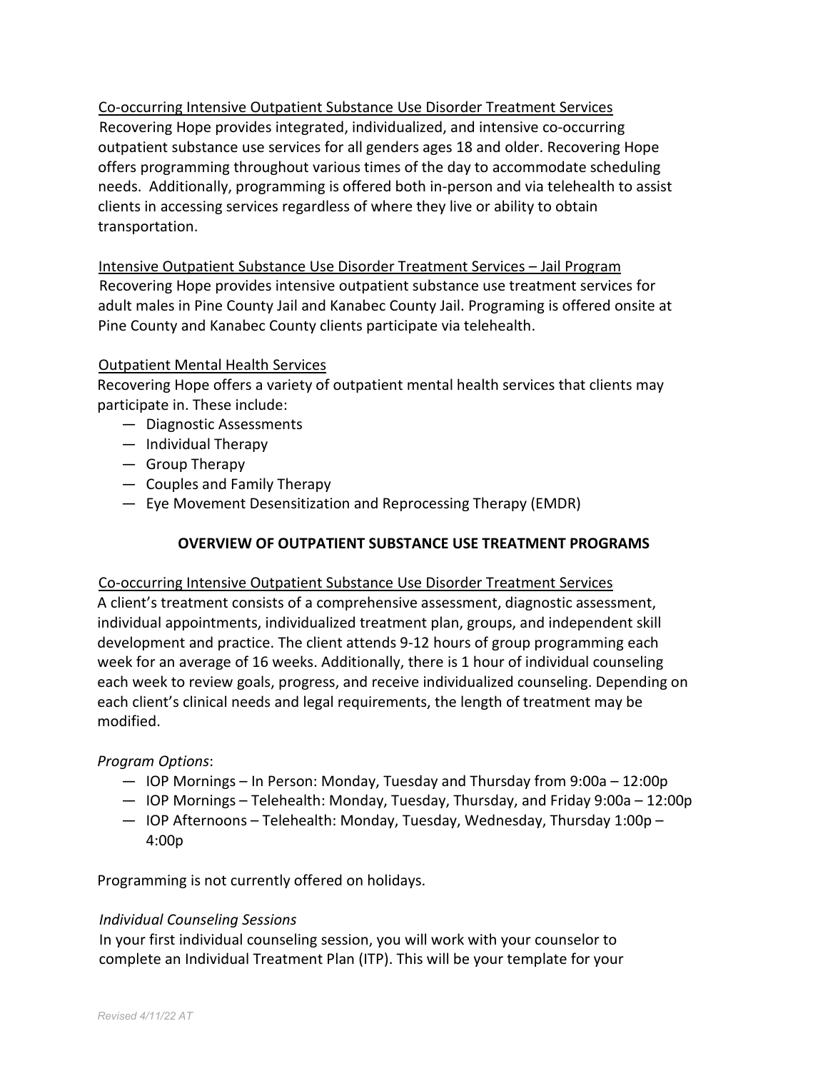Co-occurring Intensive Outpatient Substance Use Disorder Treatment Services

Recovering Hope provides integrated, individualized, and intensive co-occurring outpatient substance use services for all genders ages 18 and older. Recovering Hope offers programming throughout various times of the day to accommodate scheduling needs. Additionally, programming is offered both in-person and via telehealth to assist clients in accessing services regardless of where they live or ability to obtain transportation.

Intensive Outpatient Substance Use Disorder Treatment Services – Jail Program

Recovering Hope provides intensive outpatient substance use treatment services for adult males in Pine County Jail and Kanabec County Jail. Programing is offered onsite at Pine County and Kanabec County clients participate via telehealth.

Outpatient Mental Health Services

Recovering Hope offers a variety of outpatient mental health services that clients may participate in. These include:

- Diagnostic Assessments
- Individual Therapy
- Group Therapy
- Couples and Family Therapy
- Eye Movement Desensitization and Reprocessing Therapy (EMDR)

## OVERVIEW OF OUTPATIENT SUBSTANCE USE TREATMENT PROGRAMS

Co-occurring Intensive Outpatient Substance Use Disorder Treatment Services

A client's treatment consists of a comprehensive assessment, diagnostic assessment, individual appointments, individualized treatment plan, groups, and independent skill development and practice. The client attends 9-12 hours of group programming each week for an average of 16 weeks. Additionally, there is 1 hour of individual counseling each week to review goals, progress, and receive individualized counseling. Depending on each client's clinical needs and legal requirements, the length of treatment may be modified.

*Program Options*:

- IOP Mornings – In Person: Monday, Tuesday and Thursday from 9:00a – 12:00p
- IOP Mornings – Telehealth: Monday, Tuesday, Thursday, and Friday 9:00a – 12:00p
- IOP Afternoons – Telehealth: Monday, Tuesday, Wednesday, Thursday 1:00p – 4:00p

Programming is not currently offered on holidays.

*Individual Counseling Sessions*

In your first individual counseling session, you will work with your counselor to complete an Individual Treatment Plan (ITP). This will be your template for your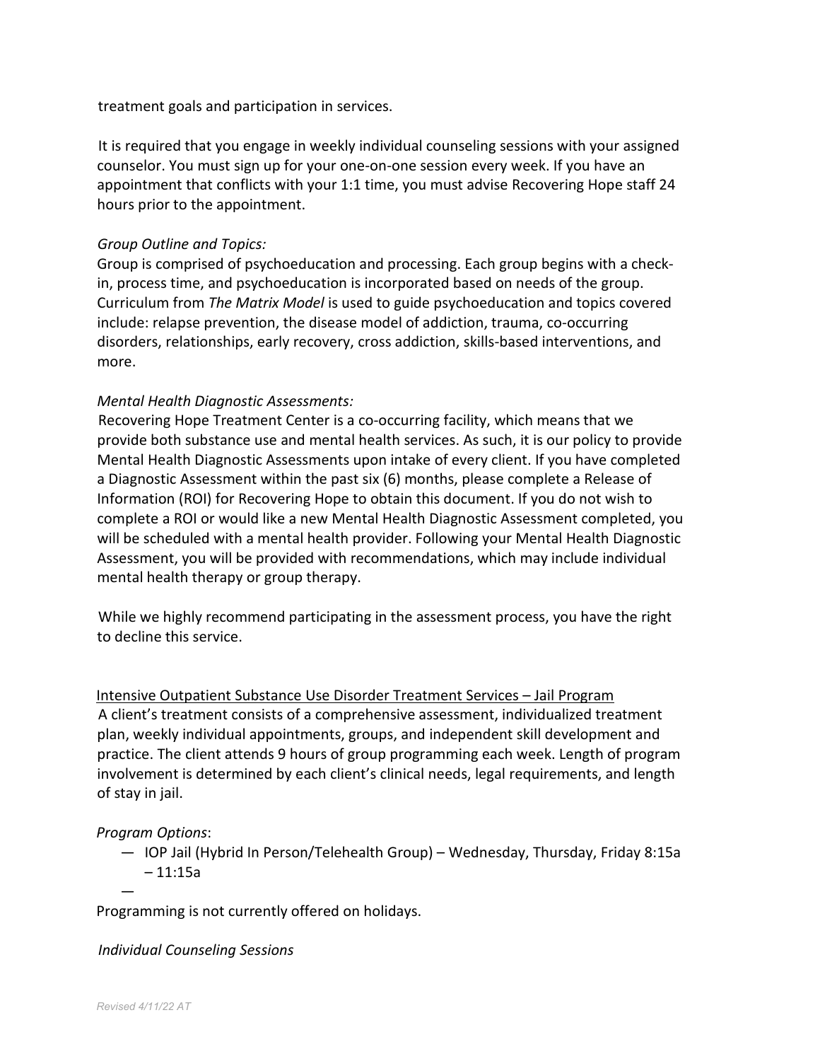treatment goals and participation in services.

It is required that you engage in weekly individual counseling sessions with your assigned counselor. You must sign up for your one-on-one session every week. If you have an appointment that conflicts with your 1:1 time, you must advise Recovering Hope staff 24 hours prior to the appointment.

*Group Outline and Topics:*
Group is comprised of psychoeducation and processing. Each group begins with a check-in, process time, and psychoeducation is incorporated based on needs of the group. Curriculum from *The Matrix Model* is used to guide psychoeducation and topics covered include: relapse prevention, the disease model of addiction, trauma, co-occurring disorders, relationships, early recovery, cross addiction, skills-based interventions, and more.

*Mental Health Diagnostic Assessments:*
Recovering Hope Treatment Center is a co-occurring facility, which means that we provide both substance use and mental health services. As such, it is our policy to provide Mental Health Diagnostic Assessments upon intake of every client. If you have completed a Diagnostic Assessment within the past six (6) months, please complete a Release of Information (ROI) for Recovering Hope to obtain this document. If you do not wish to complete a ROI or would like a new Mental Health Diagnostic Assessment completed, you will be scheduled with a mental health provider. Following your Mental Health Diagnostic Assessment, you will be provided with recommendations, which may include individual mental health therapy or group therapy.

While we highly recommend participating in the assessment process, you have the right to decline this service.

<u>Intensive Outpatient Substance Use Disorder Treatment Services – Jail Program</u>
A client's treatment consists of a comprehensive assessment, individualized treatment plan, weekly individual appointments, groups, and independent skill development and practice. The client attends 9 hours of group programming each week. Length of program involvement is determined by each client's clinical needs, legal requirements, and length of stay in jail.

*Program Options*:

- IOP Jail (Hybrid In Person/Telehealth Group) – Wednesday, Thursday, Friday 8:15a – 11:15a
-

Programming is not currently offered on holidays.

*Individual Counseling Sessions*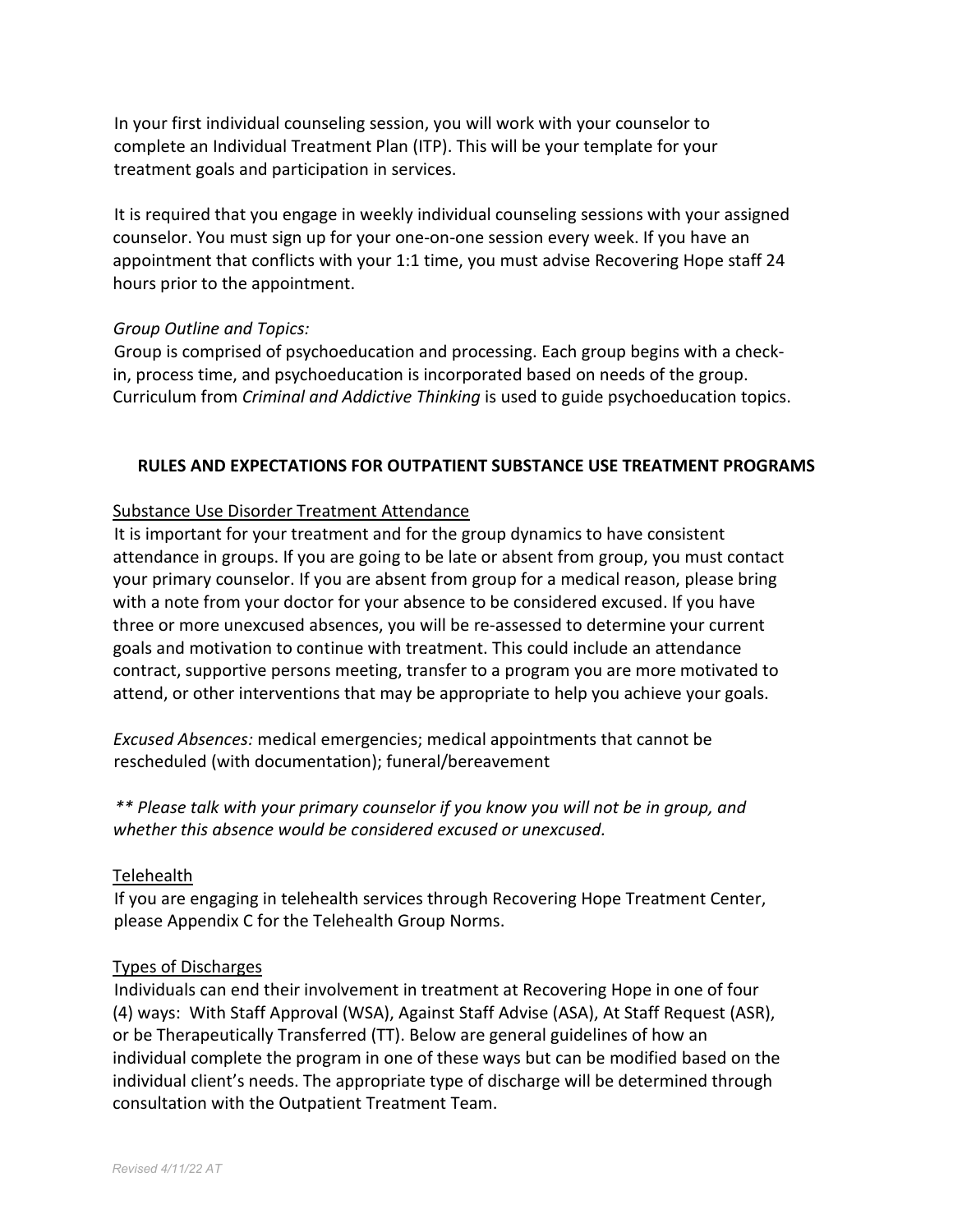In your first individual counseling session, you will work with your counselor to complete an Individual Treatment Plan (ITP). This will be your template for your treatment goals and participation in services.

It is required that you engage in weekly individual counseling sessions with your assigned counselor. You must sign up for your one-on-one session every week. If you have an appointment that conflicts with your 1:1 time, you must advise Recovering Hope staff 24 hours prior to the appointment.

*Group Outline and Topics:*
Group is comprised of psychoeducation and processing. Each group begins with a check-in, process time, and psychoeducation is incorporated based on needs of the group. Curriculum from *Criminal and Addictive Thinking* is used to guide psychoeducation topics.

## RULES AND EXPECTATIONS FOR OUTPATIENT SUBSTANCE USE TREATMENT PROGRAMS

<u>Substance Use Disorder Treatment Attendance</u>
It is important for your treatment and for the group dynamics to have consistent attendance in groups. If you are going to be late or absent from group, you must contact your primary counselor. If you are absent from group for a medical reason, please bring with a note from your doctor for your absence to be considered excused. If you have three or more unexcused absences, you will be re-assessed to determine your current goals and motivation to continue with treatment. This could include an attendance contract, supportive persons meeting, transfer to a program you are more motivated to attend, or other interventions that may be appropriate to help you achieve your goals.

*Excused Absences:* medical emergencies; medical appointments that cannot be rescheduled (with documentation); funeral/bereavement

*** Please talk with your primary counselor if you know you will not be in group, and whether this absence would be considered excused or unexcused.*

<u>Telehealth</u>
If you are engaging in telehealth services through Recovering Hope Treatment Center, please Appendix C for the Telehealth Group Norms.

<u>Types of Discharges</u>
Individuals can end their involvement in treatment at Recovering Hope in one of four (4) ways: With Staff Approval (WSA), Against Staff Advise (ASA), At Staff Request (ASR), or be Therapeutically Transferred (TT). Below are general guidelines of how an individual complete the program in one of these ways but can be modified based on the individual client's needs. The appropriate type of discharge will be determined through consultation with the Outpatient Treatment Team.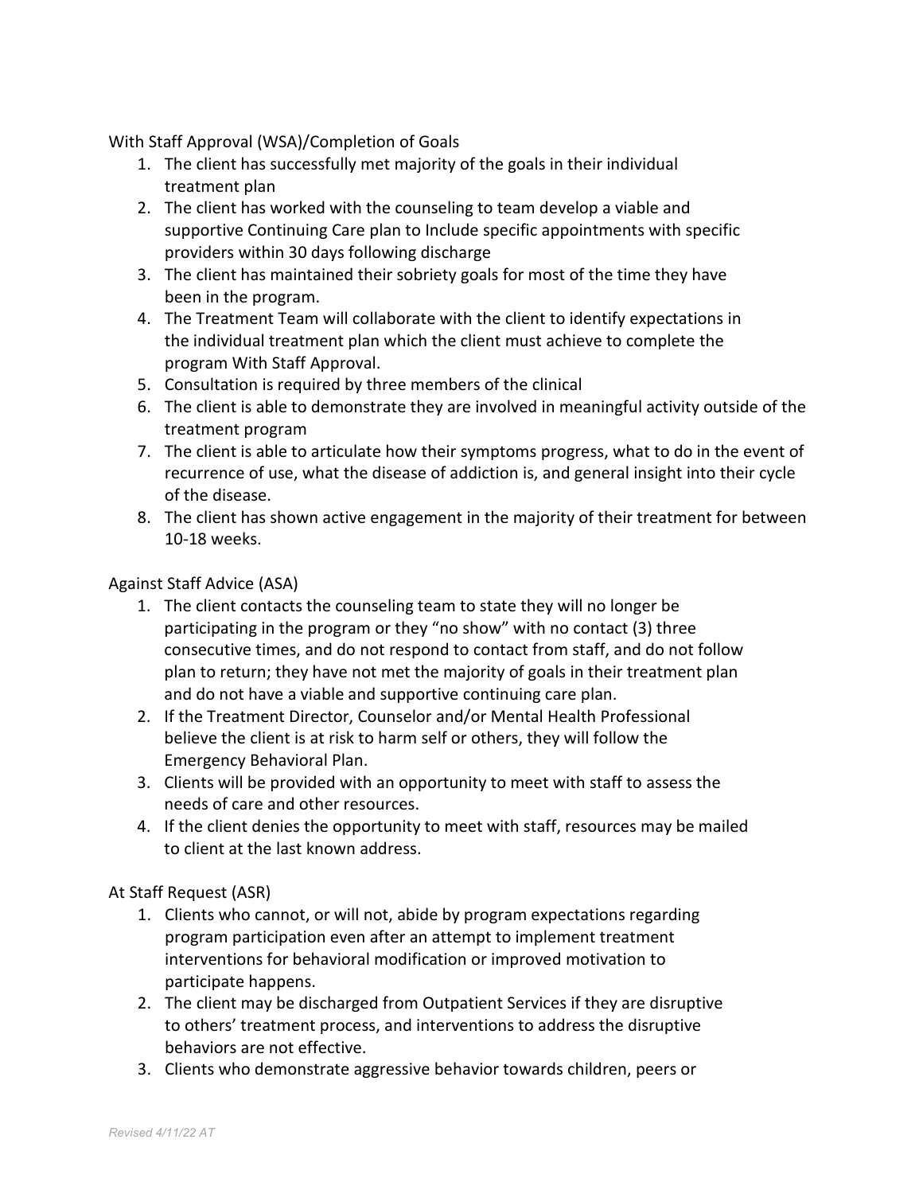With Staff Approval (WSA)/Completion of Goals

1. The client has successfully met majority of the goals in their individual treatment plan
2. The client has worked with the counseling to team develop a viable and supportive Continuing Care plan to Include specific appointments with specific providers within 30 days following discharge
3. The client has maintained their sobriety goals for most of the time they have been in the program.
4. The Treatment Team will collaborate with the client to identify expectations in the individual treatment plan which the client must achieve to complete the program With Staff Approval.
5. Consultation is required by three members of the clinical
6. The client is able to demonstrate they are involved in meaningful activity outside of the treatment program
7. The client is able to articulate how their symptoms progress, what to do in the event of recurrence of use, what the disease of addiction is, and general insight into their cycle of the disease.
8. The client has shown active engagement in the majority of their treatment for between 10-18 weeks.

Against Staff Advice (ASA)

1. The client contacts the counseling team to state they will no longer be participating in the program or they "no show" with no contact (3) three consecutive times, and do not respond to contact from staff, and do not follow plan to return; they have not met the majority of goals in their treatment plan and do not have a viable and supportive continuing care plan.
2. If the Treatment Director, Counselor and/or Mental Health Professional believe the client is at risk to harm self or others, they will follow the Emergency Behavioral Plan.
3. Clients will be provided with an opportunity to meet with staff to assess the needs of care and other resources.
4. If the client denies the opportunity to meet with staff, resources may be mailed to client at the last known address.

At Staff Request (ASR)

1. Clients who cannot, or will not, abide by program expectations regarding program participation even after an attempt to implement treatment interventions for behavioral modification or improved motivation to participate happens.
2. The client may be discharged from Outpatient Services if they are disruptive to others' treatment process, and interventions to address the disruptive behaviors are not effective.
3. Clients who demonstrate aggressive behavior towards children, peers or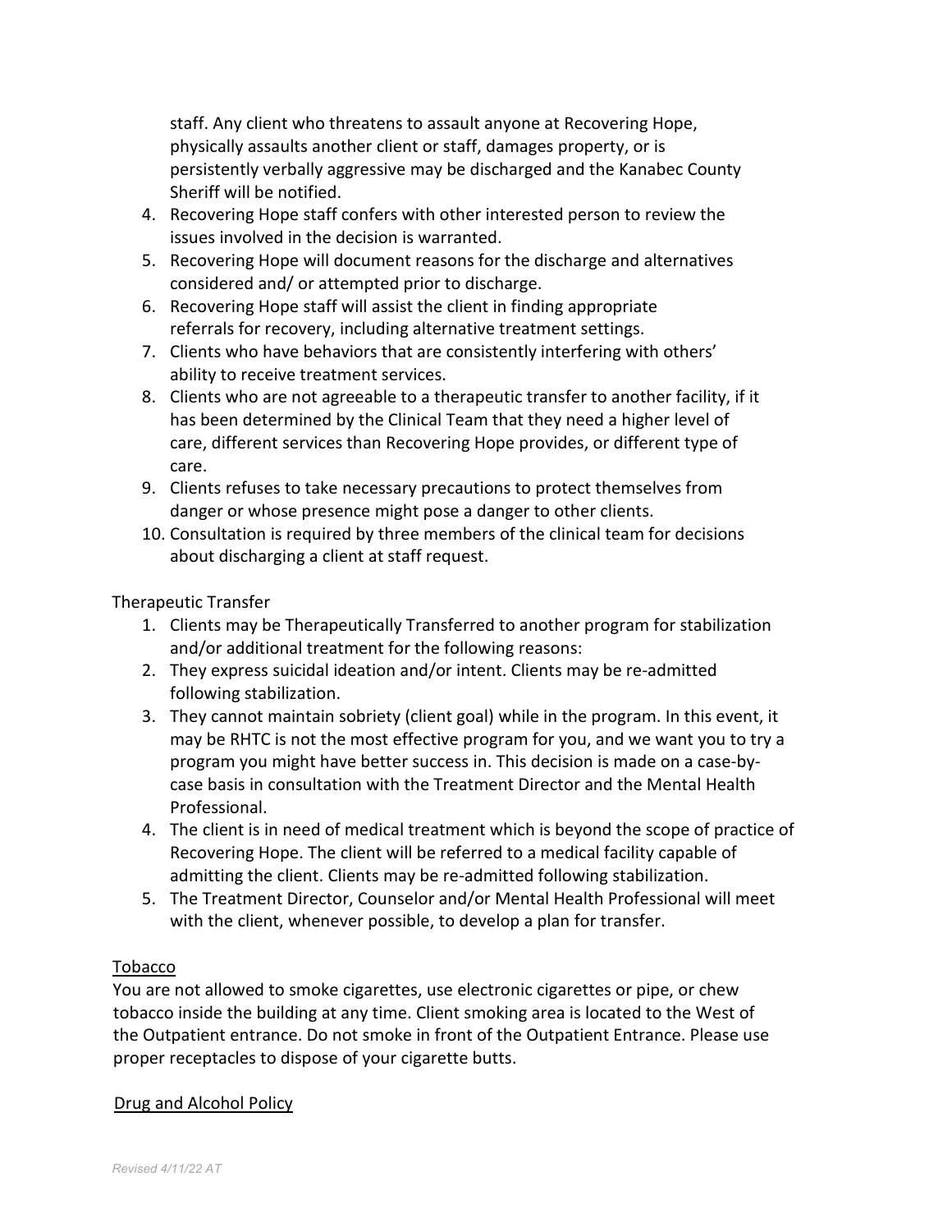staff. Any client who threatens to assault anyone at Recovering Hope, physically assaults another client or staff, damages property, or is persistently verbally aggressive may be discharged and the Kanabec County Sheriff will be notified.

4. Recovering Hope staff confers with other interested person to review the issues involved in the decision is warranted.
5. Recovering Hope will document reasons for the discharge and alternatives considered and/ or attempted prior to discharge.
6. Recovering Hope staff will assist the client in finding appropriate referrals for recovery, including alternative treatment settings.
7. Clients who have behaviors that are consistently interfering with others' ability to receive treatment services.
8. Clients who are not agreeable to a therapeutic transfer to another facility, if it has been determined by the Clinical Team that they need a higher level of care, different services than Recovering Hope provides, or different type of care.
9. Clients refuses to take necessary precautions to protect themselves from danger or whose presence might pose a danger to other clients.
10. Consultation is required by three members of the clinical team for decisions about discharging a client at staff request.

Therapeutic Transfer

1. Clients may be Therapeutically Transferred to another program for stabilization and/or additional treatment for the following reasons:
2. They express suicidal ideation and/or intent. Clients may be re-admitted following stabilization.
3. They cannot maintain sobriety (client goal) while in the program. In this event, it may be RHTC is not the most effective program for you, and we want you to try a program you might have better success in. This decision is made on a case-by-case basis in consultation with the Treatment Director and the Mental Health Professional.
4. The client is in need of medical treatment which is beyond the scope of practice of Recovering Hope. The client will be referred to a medical facility capable of admitting the client. Clients may be re-admitted following stabilization.
5. The Treatment Director, Counselor and/or Mental Health Professional will meet with the client, whenever possible, to develop a plan for transfer.

Tobacco

You are not allowed to smoke cigarettes, use electronic cigarettes or pipe, or chew tobacco inside the building at any time. Client smoking area is located to the West of the Outpatient entrance. Do not smoke in front of the Outpatient Entrance. Please use proper receptacles to dispose of your cigarette butts.

Drug and Alcohol Policy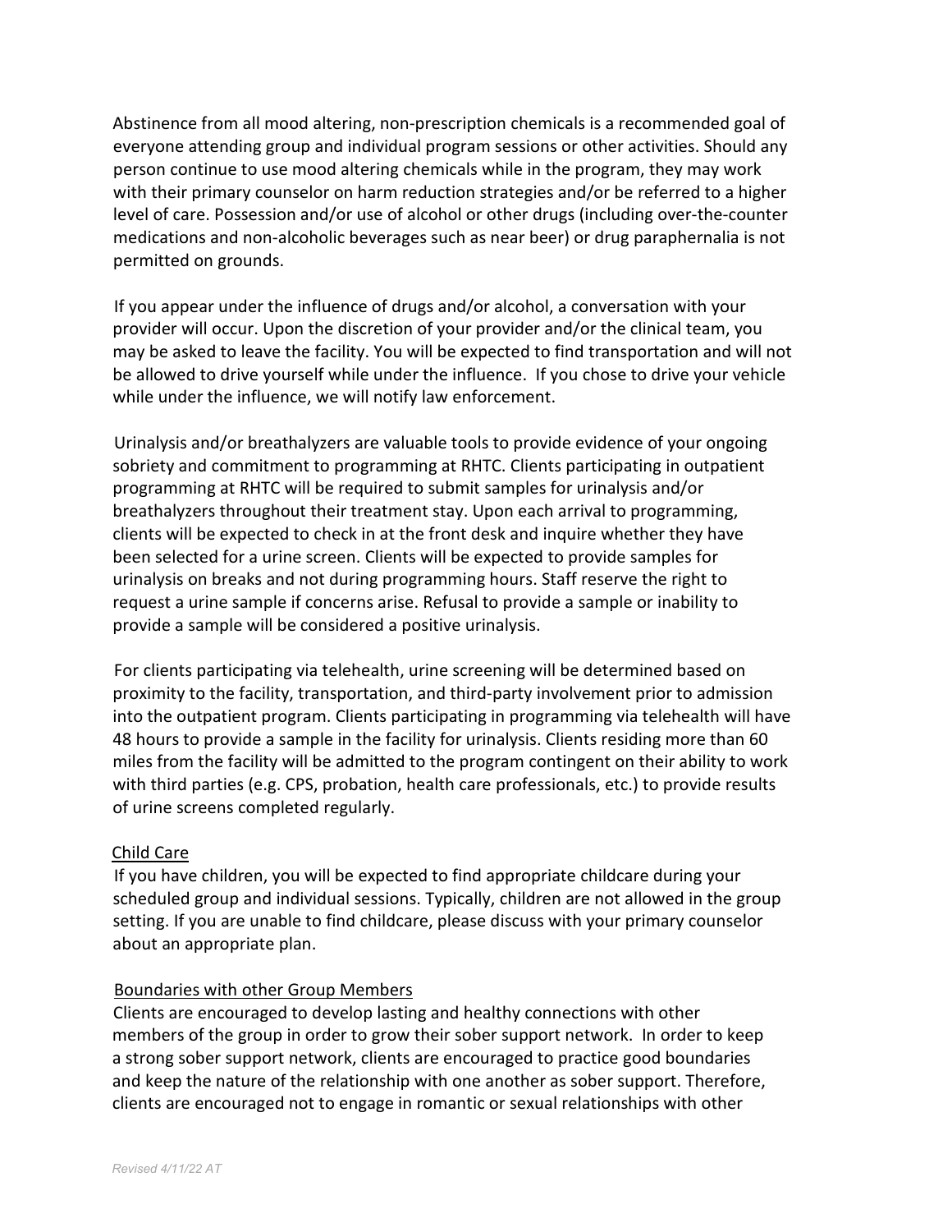Abstinence from all mood altering, non-prescription chemicals is a recommended goal of everyone attending group and individual program sessions or other activities. Should any person continue to use mood altering chemicals while in the program, they may work with their primary counselor on harm reduction strategies and/or be referred to a higher level of care. Possession and/or use of alcohol or other drugs (including over-the-counter medications and non-alcoholic beverages such as near beer) or drug paraphernalia is not permitted on grounds.

If you appear under the influence of drugs and/or alcohol, a conversation with your provider will occur. Upon the discretion of your provider and/or the clinical team, you may be asked to leave the facility. You will be expected to find transportation and will not be allowed to drive yourself while under the influence. If you chose to drive your vehicle while under the influence, we will notify law enforcement.

Urinalysis and/or breathalyzers are valuable tools to provide evidence of your ongoing sobriety and commitment to programming at RHTC. Clients participating in outpatient programming at RHTC will be required to submit samples for urinalysis and/or breathalyzers throughout their treatment stay. Upon each arrival to programming, clients will be expected to check in at the front desk and inquire whether they have been selected for a urine screen. Clients will be expected to provide samples for urinalysis on breaks and not during programming hours. Staff reserve the right to request a urine sample if concerns arise. Refusal to provide a sample or inability to provide a sample will be considered a positive urinalysis.

For clients participating via telehealth, urine screening will be determined based on proximity to the facility, transportation, and third-party involvement prior to admission into the outpatient program. Clients participating in programming via telehealth will have 48 hours to provide a sample in the facility for urinalysis. Clients residing more than 60 miles from the facility will be admitted to the program contingent on their ability to work with third parties (e.g. CPS, probation, health care professionals, etc.) to provide results of urine screens completed regularly.

Child Care

If you have children, you will be expected to find appropriate childcare during your scheduled group and individual sessions. Typically, children are not allowed in the group setting. If you are unable to find childcare, please discuss with your primary counselor about an appropriate plan.

Boundaries with other Group Members

Clients are encouraged to develop lasting and healthy connections with other members of the group in order to grow their sober support network. In order to keep a strong sober support network, clients are encouraged to practice good boundaries and keep the nature of the relationship with one another as sober support. Therefore, clients are encouraged not to engage in romantic or sexual relationships with other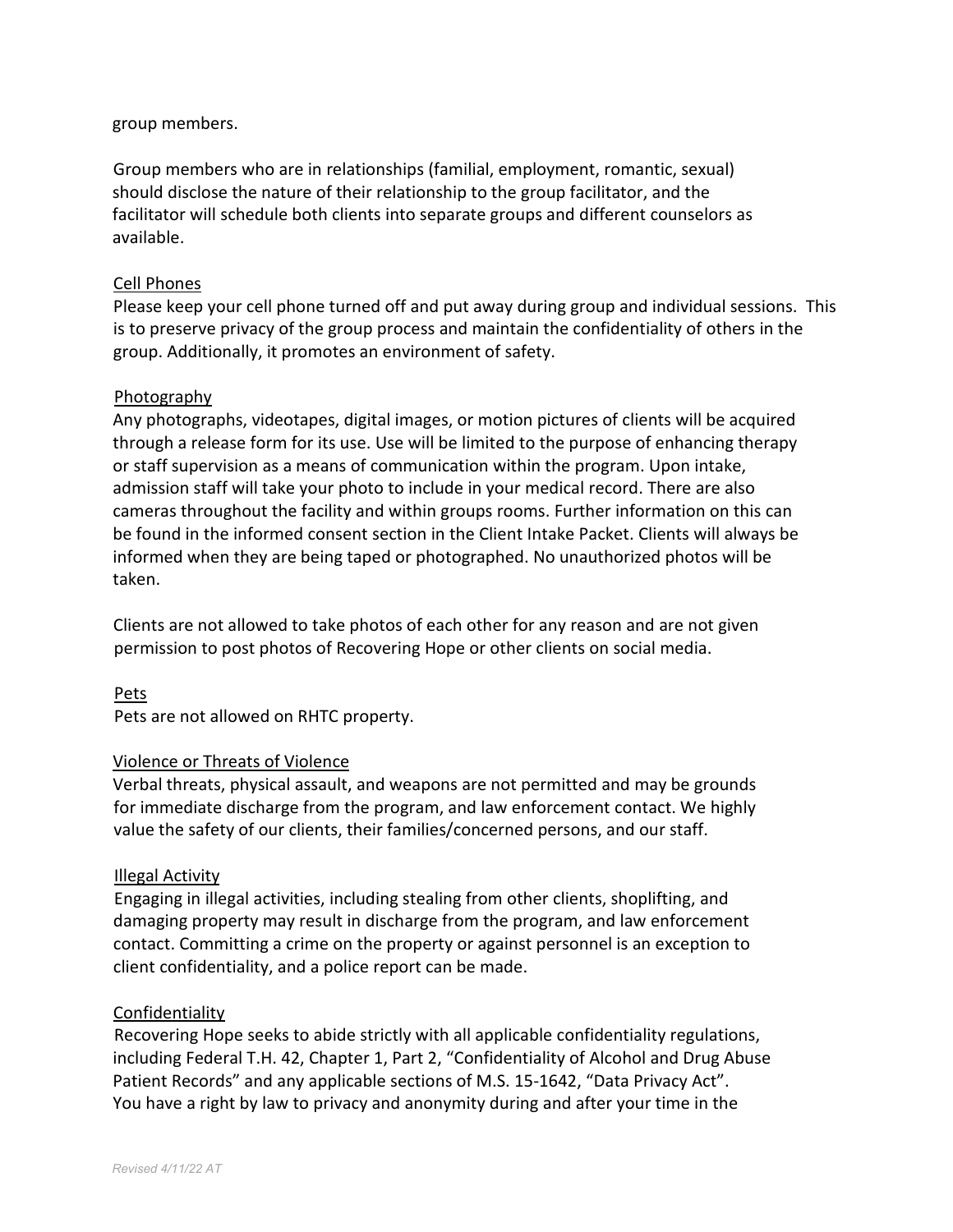group members.

Group members who are in relationships (familial, employment, romantic, sexual) should disclose the nature of their relationship to the group facilitator, and the facilitator will schedule both clients into separate groups and different counselors as available.

<u>Cell Phones</u>

Please keep your cell phone turned off and put away during group and individual sessions. This is to preserve privacy of the group process and maintain the confidentiality of others in the group. Additionally, it promotes an environment of safety.

<u>Photography</u>

Any photographs, videotapes, digital images, or motion pictures of clients will be acquired through a release form for its use. Use will be limited to the purpose of enhancing therapy or staff supervision as a means of communication within the program. Upon intake, admission staff will take your photo to include in your medical record. There are also cameras throughout the facility and within groups rooms. Further information on this can be found in the informed consent section in the Client Intake Packet. Clients will always be informed when they are being taped or photographed. No unauthorized photos will be taken.

Clients are not allowed to take photos of each other for any reason and are not given permission to post photos of Recovering Hope or other clients on social media.

<u>Pets</u>

Pets are not allowed on RHTC property.

<u>Violence or Threats of Violence</u>

Verbal threats, physical assault, and weapons are not permitted and may be grounds for immediate discharge from the program, and law enforcement contact. We highly value the safety of our clients, their families/concerned persons, and our staff.

<u>Illegal Activity</u>

Engaging in illegal activities, including stealing from other clients, shoplifting, and damaging property may result in discharge from the program, and law enforcement contact. Committing a crime on the property or against personnel is an exception to client confidentiality, and a police report can be made.

<u>Confidentiality</u>

Recovering Hope seeks to abide strictly with all applicable confidentiality regulations, including Federal T.H. 42, Chapter 1, Part 2, "Confidentiality of Alcohol and Drug Abuse Patient Records" and any applicable sections of M.S. 15-1642, "Data Privacy Act". You have a right by law to privacy and anonymity during and after your time in the

*Revised 4/11/22 AT*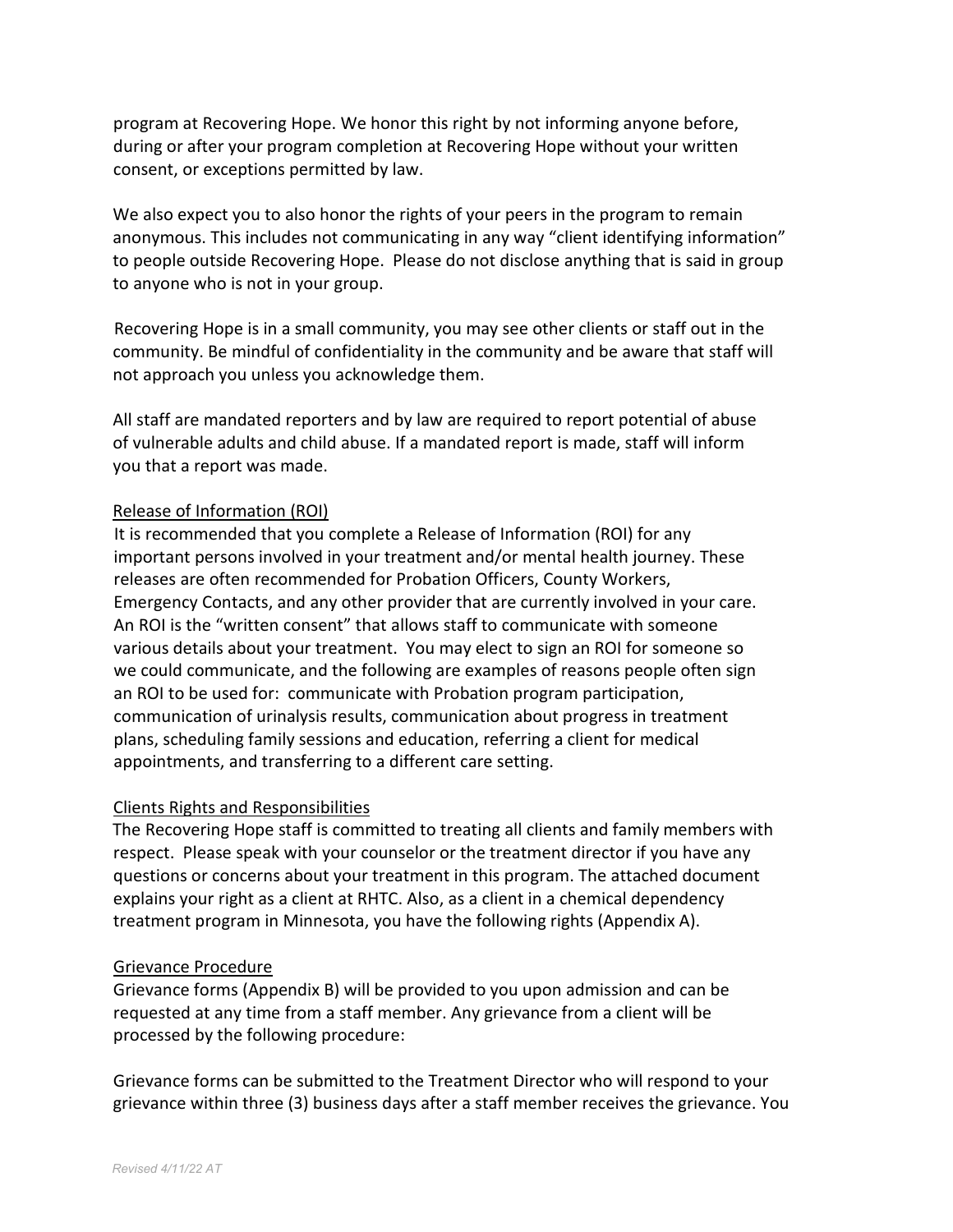program at Recovering Hope. We honor this right by not informing anyone before, during or after your program completion at Recovering Hope without your written consent, or exceptions permitted by law.

We also expect you to also honor the rights of your peers in the program to remain anonymous. This includes not communicating in any way "client identifying information" to people outside Recovering Hope. Please do not disclose anything that is said in group to anyone who is not in your group.

Recovering Hope is in a small community, you may see other clients or staff out in the community. Be mindful of confidentiality in the community and be aware that staff will not approach you unless you acknowledge them.

All staff are mandated reporters and by law are required to report potential of abuse of vulnerable adults and child abuse. If a mandated report is made, staff will inform you that a report was made.

## Release of Information (ROI)

It is recommended that you complete a Release of Information (ROI) for any important persons involved in your treatment and/or mental health journey. These releases are often recommended for Probation Officers, County Workers, Emergency Contacts, and any other provider that are currently involved in your care. An ROI is the "written consent" that allows staff to communicate with someone various details about your treatment. You may elect to sign an ROI for someone so we could communicate, and the following are examples of reasons people often sign an ROI to be used for: communicate with Probation program participation, communication of urinalysis results, communication about progress in treatment plans, scheduling family sessions and education, referring a client for medical appointments, and transferring to a different care setting.

## Clients Rights and Responsibilities

The Recovering Hope staff is committed to treating all clients and family members with respect. Please speak with your counselor or the treatment director if you have any questions or concerns about your treatment in this program. The attached document explains your right as a client at RHTC. Also, as a client in a chemical dependency treatment program in Minnesota, you have the following rights (Appendix A).

## Grievance Procedure

Grievance forms (Appendix B) will be provided to you upon admission and can be requested at any time from a staff member. Any grievance from a client will be processed by the following procedure:

Grievance forms can be submitted to the Treatment Director who will respond to your grievance within three (3) business days after a staff member receives the grievance. You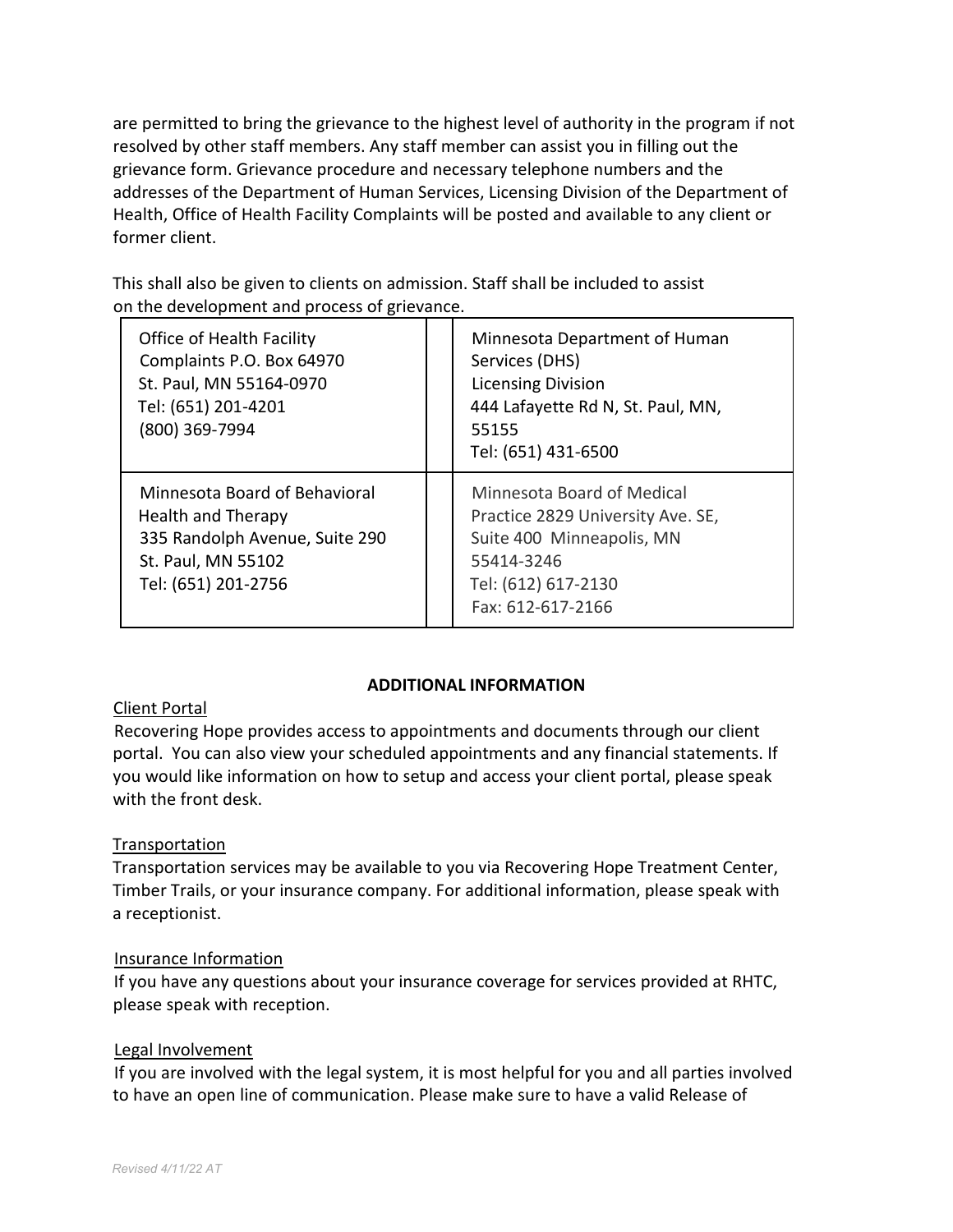are permitted to bring the grievance to the highest level of authority in the program if not resolved by other staff members. Any staff member can assist you in filling out the grievance form. Grievance procedure and necessary telephone numbers and the addresses of the Department of Human Services, Licensing Division of the Department of Health, Office of Health Facility Complaints will be posted and available to any client or former client.

This shall also be given to clients on admission. Staff shall be included to assist on the development and process of grievance.

| | | |
|---|---|---|
| Office of Health Facility Complaints P.O. Box 64970<br>St. Paul, MN 55164-0970<br>Tel: (651) 201-4201<br>(800) 369-7994 | | Minnesota Department of Human Services (DHS)<br>Licensing Division<br>444 Lafayette Rd N, St. Paul, MN, 55155<br>Tel: (651) 431-6500 |
| Minnesota Board of Behavioral Health and Therapy<br>335 Randolph Avenue, Suite 290<br>St. Paul, MN 55102<br>Tel: (651) 201-2756 | | Minnesota Board of Medical Practice 2829 University Ave. SE, Suite 400 Minneapolis, MN 55414-3246<br>Tel: (612) 617-2130<br>Fax: 612-617-2166 |

## ADDITIONAL INFORMATION

Client Portal

Recovering Hope provides access to appointments and documents through our client portal. You can also view your scheduled appointments and any financial statements. If you would like information on how to setup and access your client portal, please speak with the front desk.

Transportation

Transportation services may be available to you via Recovering Hope Treatment Center, Timber Trails, or your insurance company. For additional information, please speak with a receptionist.

Insurance Information

If you have any questions about your insurance coverage for services provided at RHTC, please speak with reception.

Legal Involvement

If you are involved with the legal system, it is most helpful for you and all parties involved to have an open line of communication. Please make sure to have a valid Release of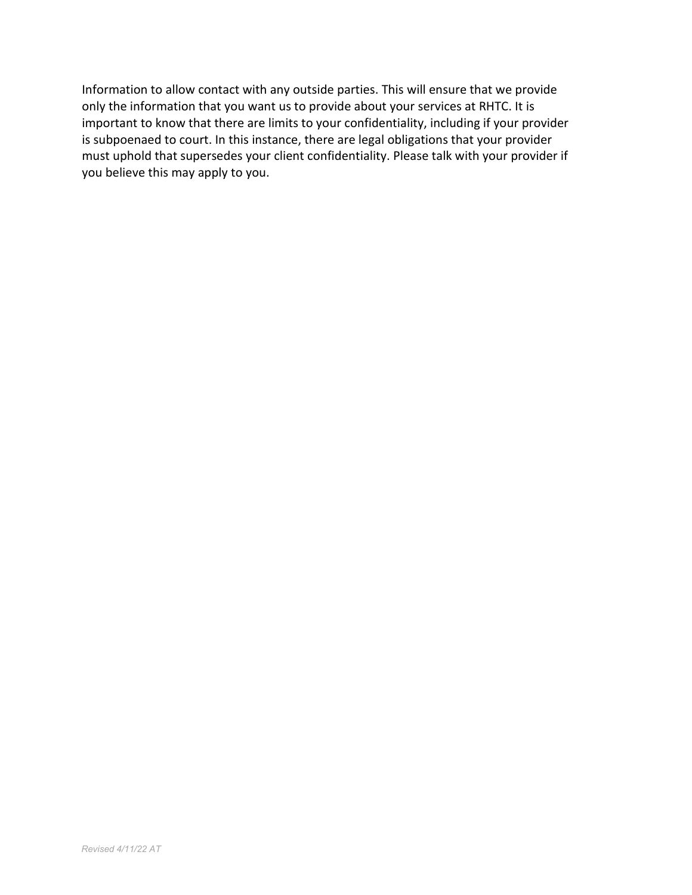Information to allow contact with any outside parties. This will ensure that we provide only the information that you want us to provide about your services at RHTC. It is important to know that there are limits to your confidentiality, including if your provider is subpoenaed to court. In this instance, there are legal obligations that your provider must uphold that supersedes your client confidentiality. Please talk with your provider if you believe this may apply to you.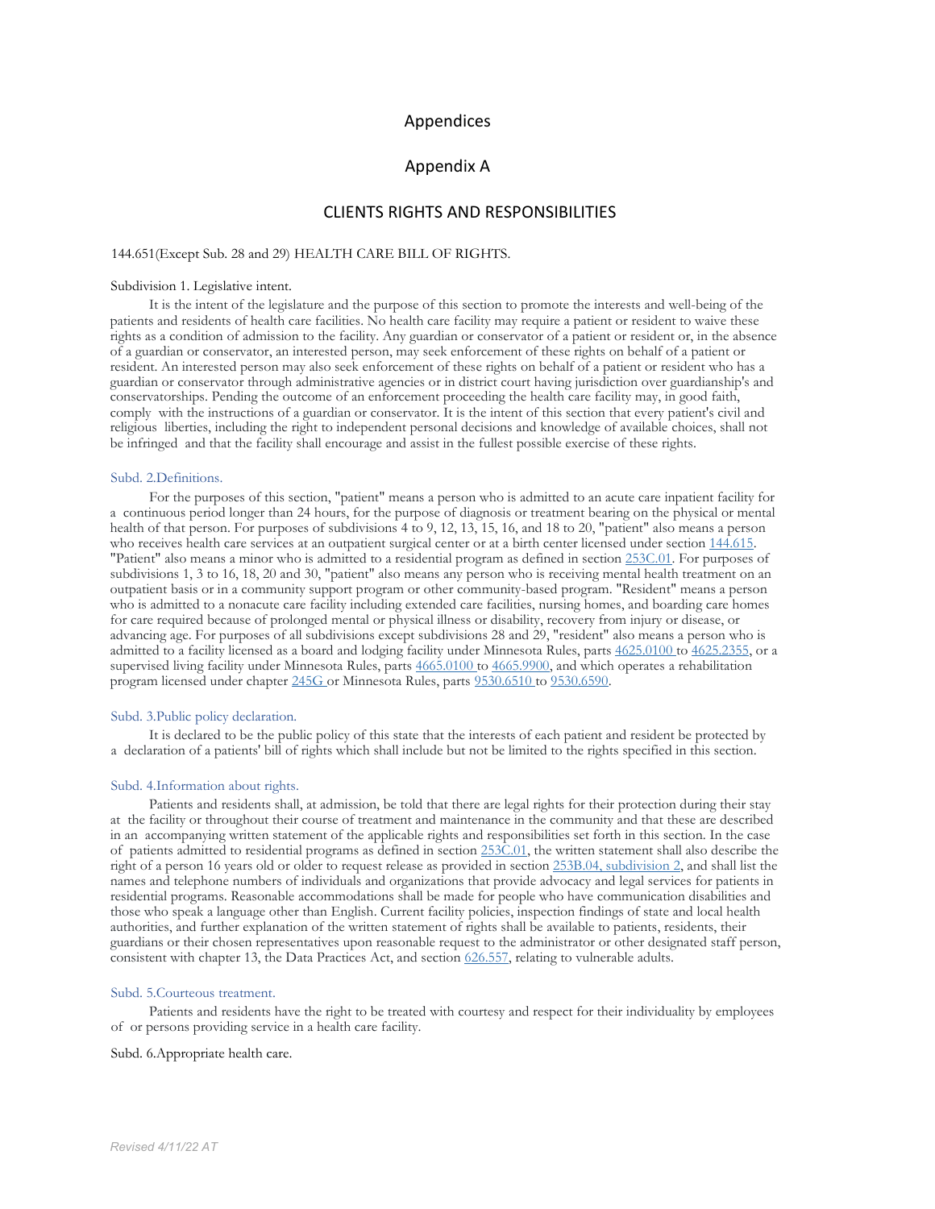# Appendices

## Appendix A

### CLIENTS RIGHTS AND RESPONSIBILITIES

144.651(Except Sub. 28 and 29) HEALTH CARE BILL OF RIGHTS.

Subdivision 1. Legislative intent.

It is the intent of the legislature and the purpose of this section to promote the interests and well-being of the patients and residents of health care facilities. No health care facility may require a patient or resident to waive these rights as a condition of admission to the facility. Any guardian or conservator of a patient or resident or, in the absence of a guardian or conservator, an interested person, may seek enforcement of these rights on behalf of a patient or resident. An interested person may also seek enforcement of these rights on behalf of a patient or resident who has a guardian or conservator through administrative agencies or in district court having jurisdiction over guardianship's and conservatorships. Pending the outcome of an enforcement proceeding the health care facility may, in good faith, comply with the instructions of a guardian or conservator. It is the intent of this section that every patient's civil and religious liberties, including the right to independent personal decisions and knowledge of available choices, shall not be infringed and that the facility shall encourage and assist in the fullest possible exercise of these rights.

Subd. 2.Definitions.

For the purposes of this section, "patient" means a person who is admitted to an acute care inpatient facility for a continuous period longer than 24 hours, for the purpose of diagnosis or treatment bearing on the physical or mental health of that person. For purposes of subdivisions 4 to 9, 12, 13, 15, 16, and 18 to 20, "patient" also means a person who receives health care services at an outpatient surgical center or at a birth center licensed under section 144.615. "Patient" also means a minor who is admitted to a residential program as defined in section 253C.01. For purposes of subdivisions 1, 3 to 16, 18, 20 and 30, "patient" also means any person who is receiving mental health treatment on an outpatient basis or in a community support program or other community-based program. "Resident" means a person who is admitted to a nonacute care facility including extended care facilities, nursing homes, and boarding care homes for care required because of prolonged mental or physical illness or disability, recovery from injury or disease, or advancing age. For purposes of all subdivisions except subdivisions 28 and 29, "resident" also means a person who is admitted to a facility licensed as a board and lodging facility under Minnesota Rules, parts 4625.0100 to 4625.2355, or a supervised living facility under Minnesota Rules, parts 4665.0100 to 4665.9900, and which operates a rehabilitation program licensed under chapter 245G or Minnesota Rules, parts 9530.6510 to 9530.6590.

Subd. 3.Public policy declaration.

It is declared to be the public policy of this state that the interests of each patient and resident be protected by a declaration of a patients' bill of rights which shall include but not be limited to the rights specified in this section.

Subd. 4.Information about rights.

Patients and residents shall, at admission, be told that there are legal rights for their protection during their stay at the facility or throughout their course of treatment and maintenance in the community and that these are described in an accompanying written statement of the applicable rights and responsibilities set forth in this section. In the case of patients admitted to residential programs as defined in section 253C.01, the written statement shall also describe the right of a person 16 years old or older to request release as provided in section 253B.04, subdivision 2, and shall list the names and telephone numbers of individuals and organizations that provide advocacy and legal services for patients in residential programs. Reasonable accommodations shall be made for people who have communication disabilities and those who speak a language other than English. Current facility policies, inspection findings of state and local health authorities, and further explanation of the written statement of rights shall be available to patients, residents, their guardians or their chosen representatives upon reasonable request to the administrator or other designated staff person, consistent with chapter 13, the Data Practices Act, and section 626.557, relating to vulnerable adults.

Subd. 5.Courteous treatment.

Patients and residents have the right to be treated with courtesy and respect for their individuality by employees of or persons providing service in a health care facility.

Subd. 6.Appropriate health care.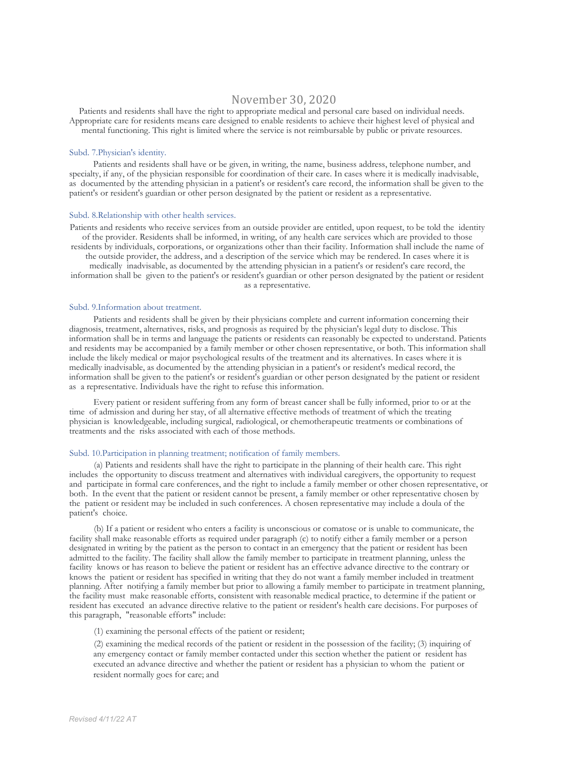November 30, 2020

Patients and residents shall have the right to appropriate medical and personal care based on individual needs. Appropriate care for residents means care designed to enable residents to achieve their highest level of physical and mental functioning. This right is limited where the service is not reimbursable by public or private resources.

### Subd. 7.Physician's identity.

Patients and residents shall have or be given, in writing, the name, business address, telephone number, and specialty, if any, of the physician responsible for coordination of their care. In cases where it is medically inadvisable, as documented by the attending physician in a patient's or resident's care record, the information shall be given to the patient's or resident's guardian or other person designated by the patient or resident as a representative.

### Subd. 8.Relationship with other health services.

Patients and residents who receive services from an outside provider are entitled, upon request, to be told the identity of the provider. Residents shall be informed, in writing, of any health care services which are provided to those residents by individuals, corporations, or organizations other than their facility. Information shall include the name of the outside provider, the address, and a description of the service which may be rendered. In cases where it is medically inadvisable, as documented by the attending physician in a patient's or resident's care record, the information shall be given to the patient's or resident's guardian or other person designated by the patient or resident as a representative.

### Subd. 9.Information about treatment.

Patients and residents shall be given by their physicians complete and current information concerning their diagnosis, treatment, alternatives, risks, and prognosis as required by the physician's legal duty to disclose. This information shall be in terms and language the patients or residents can reasonably be expected to understand. Patients and residents may be accompanied by a family member or other chosen representative, or both. This information shall include the likely medical or major psychological results of the treatment and its alternatives. In cases where it is medically inadvisable, as documented by the attending physician in a patient's or resident's medical record, the information shall be given to the patient's or resident's guardian or other person designated by the patient or resident as a representative. Individuals have the right to refuse this information.

Every patient or resident suffering from any form of breast cancer shall be fully informed, prior to or at the time of admission and during her stay, of all alternative effective methods of treatment of which the treating physician is knowledgeable, including surgical, radiological, or chemotherapeutic treatments or combinations of treatments and the risks associated with each of those methods.

### Subd. 10.Participation in planning treatment; notification of family members.

(a) Patients and residents shall have the right to participate in the planning of their health care. This right includes the opportunity to discuss treatment and alternatives with individual caregivers, the opportunity to request and participate in formal care conferences, and the right to include a family member or other chosen representative, or both. In the event that the patient or resident cannot be present, a family member or other representative chosen by the patient or resident may be included in such conferences. A chosen representative may include a doula of the patient's choice.

(b) If a patient or resident who enters a facility is unconscious or comatose or is unable to communicate, the facility shall make reasonable efforts as required under paragraph (c) to notify either a family member or a person designated in writing by the patient as the person to contact in an emergency that the patient or resident has been admitted to the facility. The facility shall allow the family member to participate in treatment planning, unless the facility knows or has reason to believe the patient or resident has an effective advance directive to the contrary or knows the patient or resident has specified in writing that they do not want a family member included in treatment planning. After notifying a family member but prior to allowing a family member to participate in treatment planning, the facility must make reasonable efforts, consistent with reasonable medical practice, to determine if the patient or resident has executed an advance directive relative to the patient or resident's health care decisions. For purposes of this paragraph, "reasonable efforts" include:

(1) examining the personal effects of the patient or resident;

(2) examining the medical records of the patient or resident in the possession of the facility; (3) inquiring of any emergency contact or family member contacted under this section whether the patient or resident has executed an advance directive and whether the patient or resident has a physician to whom the patient or resident normally goes for care; and

*Revised 4/11/22 AT*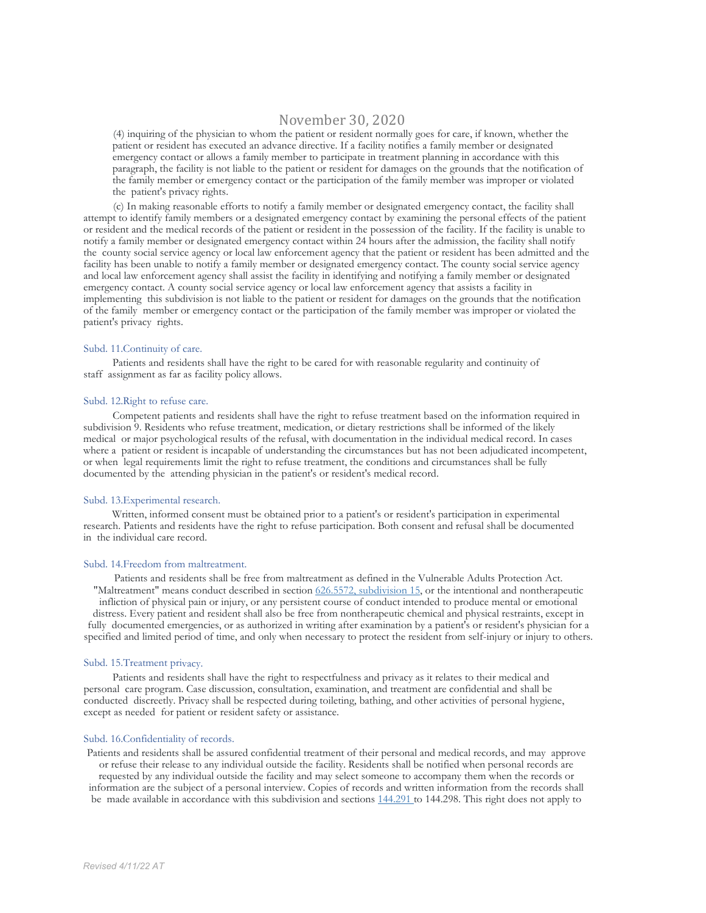(4) inquiring of the physician to whom the patient or resident normally goes for care, if known, whether the patient or resident has executed an advance directive. If a facility notifies a family member or designated emergency contact or allows a family member to participate in treatment planning in accordance with this paragraph, the facility is not liable to the patient or resident for damages on the grounds that the notification of the family member or emergency contact or the participation of the family member was improper or violated the patient's privacy rights.

(c) In making reasonable efforts to notify a family member or designated emergency contact, the facility shall attempt to identify family members or a designated emergency contact by examining the personal effects of the patient or resident and the medical records of the patient or resident in the possession of the facility. If the facility is unable to notify a family member or designated emergency contact within 24 hours after the admission, the facility shall notify the county social service agency or local law enforcement agency that the patient or resident has been admitted and the facility has been unable to notify a family member or designated emergency contact. The county social service agency and local law enforcement agency shall assist the facility in identifying and notifying a family member or designated emergency contact. A county social service agency or local law enforcement agency that assists a facility in implementing this subdivision is not liable to the patient or resident for damages on the grounds that the notification of the family member or emergency contact or the participation of the family member was improper or violated the patient's privacy rights.

### Subd. 11.Continuity of care.

Patients and residents shall have the right to be cared for with reasonable regularity and continuity of staff assignment as far as facility policy allows.

### Subd. 12.Right to refuse care.

Competent patients and residents shall have the right to refuse treatment based on the information required in subdivision 9. Residents who refuse treatment, medication, or dietary restrictions shall be informed of the likely medical or major psychological results of the refusal, with documentation in the individual medical record. In cases where a patient or resident is incapable of understanding the circumstances but has not been adjudicated incompetent, or when legal requirements limit the right to refuse treatment, the conditions and circumstances shall be fully documented by the attending physician in the patient's or resident's medical record.

### Subd. 13.Experimental research.

Written, informed consent must be obtained prior to a patient's or resident's participation in experimental research. Patients and residents have the right to refuse participation. Both consent and refusal shall be documented in the individual care record.

### Subd. 14.Freedom from maltreatment.

Patients and residents shall be free from maltreatment as defined in the Vulnerable Adults Protection Act. "Maltreatment" means conduct described in section 626.5572, subdivision 15, or the intentional and nontherapeutic infliction of physical pain or injury, or any persistent course of conduct intended to produce mental or emotional distress. Every patient and resident shall also be free from nontherapeutic chemical and physical restraints, except in fully documented emergencies, or as authorized in writing after examination by a patient's or resident's physician for a specified and limited period of time, and only when necessary to protect the resident from self-injury or injury to others.

### Subd. 15.Treatment privacy.

Patients and residents shall have the right to respectfulness and privacy as it relates to their medical and personal care program. Case discussion, consultation, examination, and treatment are confidential and shall be conducted discreetly. Privacy shall be respected during toileting, bathing, and other activities of personal hygiene, except as needed for patient or resident safety or assistance.

### Subd. 16.Confidentiality of records.

Patients and residents shall be assured confidential treatment of their personal and medical records, and may approve or refuse their release to any individual outside the facility. Residents shall be notified when personal records are requested by any individual outside the facility and may select someone to accompany them when the records or information are the subject of a personal interview. Copies of records and written information from the records shall be made available in accordance with this subdivision and sections 144.291 to 144.298. This right does not apply to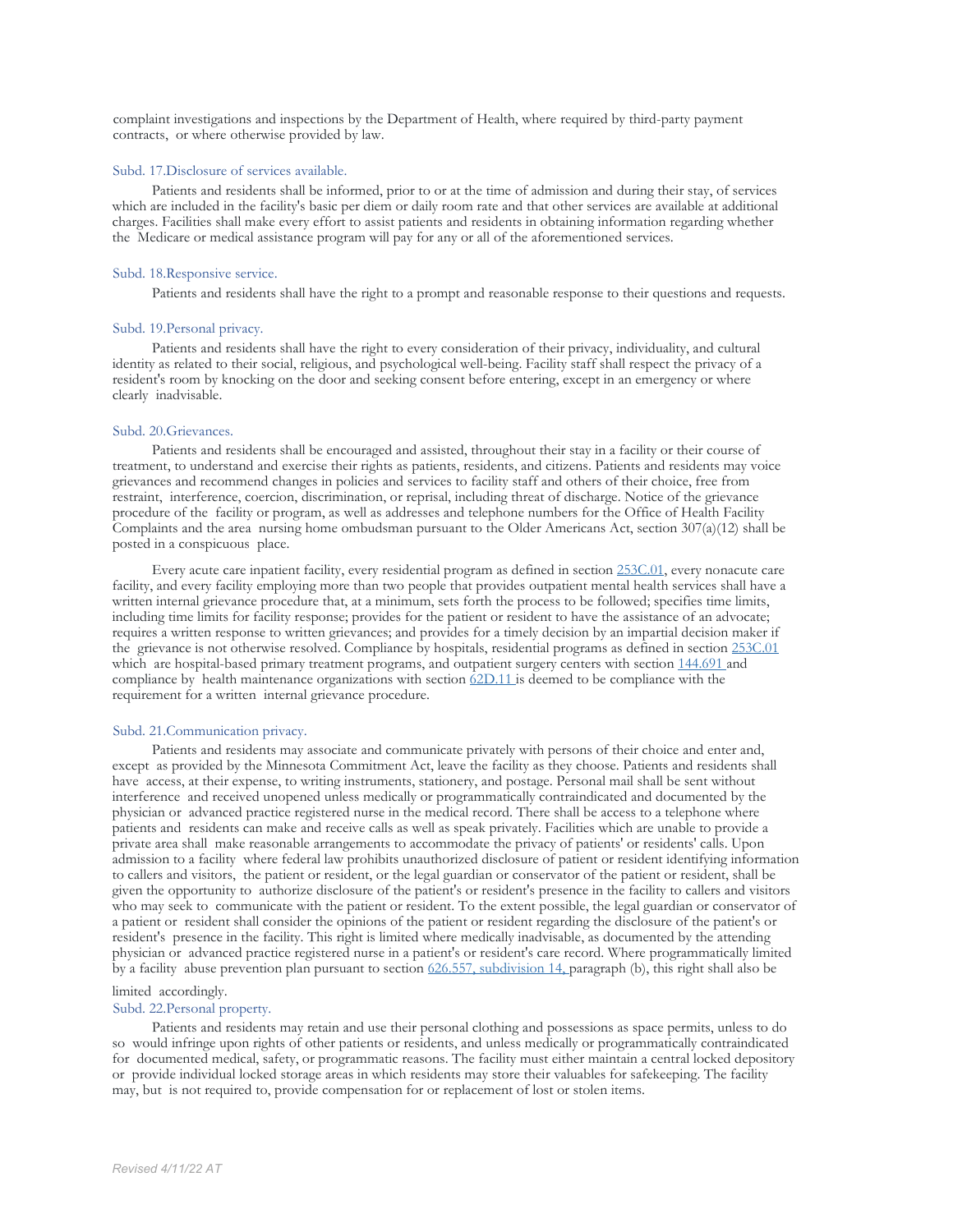complaint investigations and inspections by the Department of Health, where required by third-party payment contracts, or where otherwise provided by law.

### Subd. 17.Disclosure of services available.

Patients and residents shall be informed, prior to or at the time of admission and during their stay, of services which are included in the facility's basic per diem or daily room rate and that other services are available at additional charges. Facilities shall make every effort to assist patients and residents in obtaining information regarding whether the Medicare or medical assistance program will pay for any or all of the aforementioned services.

### Subd. 18.Responsive service.

Patients and residents shall have the right to a prompt and reasonable response to their questions and requests.

### Subd. 19.Personal privacy.

Patients and residents shall have the right to every consideration of their privacy, individuality, and cultural identity as related to their social, religious, and psychological well-being. Facility staff shall respect the privacy of a resident's room by knocking on the door and seeking consent before entering, except in an emergency or where clearly inadvisable.

### Subd. 20.Grievances.

Patients and residents shall be encouraged and assisted, throughout their stay in a facility or their course of treatment, to understand and exercise their rights as patients, residents, and citizens. Patients and residents may voice grievances and recommend changes in policies and services to facility staff and others of their choice, free from restraint, interference, coercion, discrimination, or reprisal, including threat of discharge. Notice of the grievance procedure of the facility or program, as well as addresses and telephone numbers for the Office of Health Facility Complaints and the area nursing home ombudsman pursuant to the Older Americans Act, section 307(a)(12) shall be posted in a conspicuous place.

Every acute care inpatient facility, every residential program as defined in section 253C.01, every nonacute care facility, and every facility employing more than two people that provides outpatient mental health services shall have a written internal grievance procedure that, at a minimum, sets forth the process to be followed; specifies time limits, including time limits for facility response; provides for the patient or resident to have the assistance of an advocate; requires a written response to written grievances; and provides for a timely decision by an impartial decision maker if the grievance is not otherwise resolved. Compliance by hospitals, residential programs as defined in section 253C.01 which are hospital-based primary treatment programs, and outpatient surgery centers with section 144.691 and compliance by health maintenance organizations with section 62D.11 is deemed to be compliance with the requirement for a written internal grievance procedure.

### Subd. 21.Communication privacy.

Patients and residents may associate and communicate privately with persons of their choice and enter and, except as provided by the Minnesota Commitment Act, leave the facility as they choose. Patients and residents shall have access, at their expense, to writing instruments, stationery, and postage. Personal mail shall be sent without interference and received unopened unless medically or programmatically contraindicated and documented by the physician or advanced practice registered nurse in the medical record. There shall be access to a telephone where patients and residents can make and receive calls as well as speak privately. Facilities which are unable to provide a private area shall make reasonable arrangements to accommodate the privacy of patients' or residents' calls. Upon admission to a facility where federal law prohibits unauthorized disclosure of patient or resident identifying information to callers and visitors, the patient or resident, or the legal guardian or conservator of the patient or resident, shall be given the opportunity to authorize disclosure of the patient's or resident's presence in the facility to callers and visitors who may seek to communicate with the patient or resident. To the extent possible, the legal guardian or conservator of a patient or resident shall consider the opinions of the patient or resident regarding the disclosure of the patient's or resident's presence in the facility. This right is limited where medically inadvisable, as documented by the attending physician or advanced practice registered nurse in a patient's or resident's care record. Where programmatically limited by a facility abuse prevention plan pursuant to section 626.557, subdivision 14, paragraph (b), this right shall also be limited accordingly.

### Subd. 22.Personal property.

Patients and residents may retain and use their personal clothing and possessions as space permits, unless to do so would infringe upon rights of other patients or residents, and unless medically or programmatically contraindicated for documented medical, safety, or programmatic reasons. The facility must either maintain a central locked depository or provide individual locked storage areas in which residents may store their valuables for safekeeping. The facility may, but is not required to, provide compensation for or replacement of lost or stolen items.

*Revised 4/11/22 AT*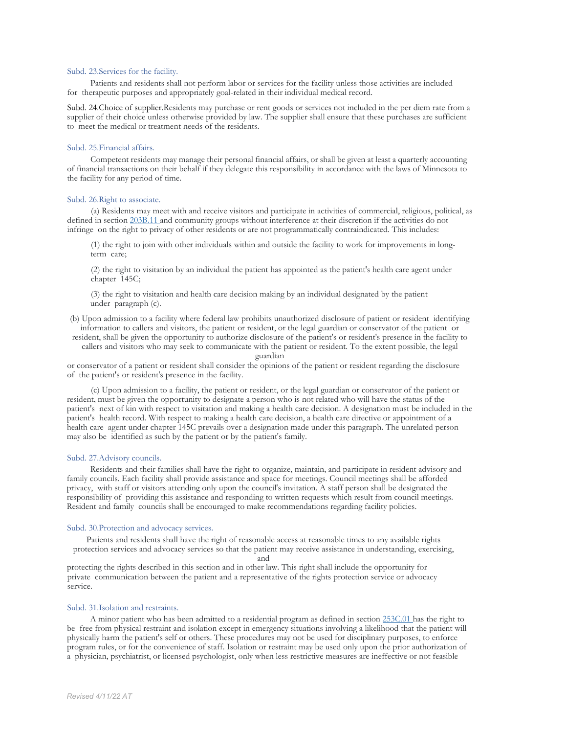Subd. 23.Services for the facility.

Patients and residents shall not perform labor or services for the facility unless those activities are included for therapeutic purposes and appropriately goal-related in their individual medical record.

Subd. 24.Choice of supplier.Residents may purchase or rent goods or services not included in the per diem rate from a supplier of their choice unless otherwise provided by law. The supplier shall ensure that these purchases are sufficient to meet the medical or treatment needs of the residents.

Subd. 25.Financial affairs.

Competent residents may manage their personal financial affairs, or shall be given at least a quarterly accounting of financial transactions on their behalf if they delegate this responsibility in accordance with the laws of Minnesota to the facility for any period of time.

Subd. 26.Right to associate.

(a) Residents may meet with and receive visitors and participate in activities of commercial, religious, political, as defined in section 203B.11 and community groups without interference at their discretion if the activities do not infringe on the right to privacy of other residents or are not programmatically contraindicated. This includes:

(1) the right to join with other individuals within and outside the facility to work for improvements in long-term care;

(2) the right to visitation by an individual the patient has appointed as the patient's health care agent under chapter 145C;

(3) the right to visitation and health care decision making by an individual designated by the patient under paragraph (c).

(b) Upon admission to a facility where federal law prohibits unauthorized disclosure of patient or resident identifying information to callers and visitors, the patient or resident, or the legal guardian or conservator of the patient or resident, shall be given the opportunity to authorize disclosure of the patient's or resident's presence in the facility to callers and visitors who may seek to communicate with the patient or resident. To the extent possible, the legal guardian or conservator of a patient or resident shall consider the opinions of the patient or resident regarding the disclosure of the patient's or resident's presence in the facility.

(c) Upon admission to a facility, the patient or resident, or the legal guardian or conservator of the patient or resident, must be given the opportunity to designate a person who is not related who will have the status of the patient's next of kin with respect to visitation and making a health care decision. A designation must be included in the patient's health record. With respect to making a health care decision, a health care directive or appointment of a health care agent under chapter 145C prevails over a designation made under this paragraph. The unrelated person may also be identified as such by the patient or by the patient's family.

Subd. 27.Advisory councils.

Residents and their families shall have the right to organize, maintain, and participate in resident advisory and family councils. Each facility shall provide assistance and space for meetings. Council meetings shall be afforded privacy, with staff or visitors attending only upon the council's invitation. A staff person shall be designated the responsibility of providing this assistance and responding to written requests which result from council meetings. Resident and family councils shall be encouraged to make recommendations regarding facility policies.

Subd. 30.Protection and advocacy services.

Patients and residents shall have the right of reasonable access at reasonable times to any available rights protection services and advocacy services so that the patient may receive assistance in understanding, exercising, and protecting the rights described in this section and in other law. This right shall include the opportunity for private communication between the patient and a representative of the rights protection service or advocacy service.

Subd. 31.Isolation and restraints.

A minor patient who has been admitted to a residential program as defined in section 253C.01 has the right to be free from physical restraint and isolation except in emergency situations involving a likelihood that the patient will physically harm the patient's self or others. These procedures may not be used for disciplinary purposes, to enforce program rules, or for the convenience of staff. Isolation or restraint may be used only upon the prior authorization of a physician, psychiatrist, or licensed psychologist, only when less restrictive measures are ineffective or not feasible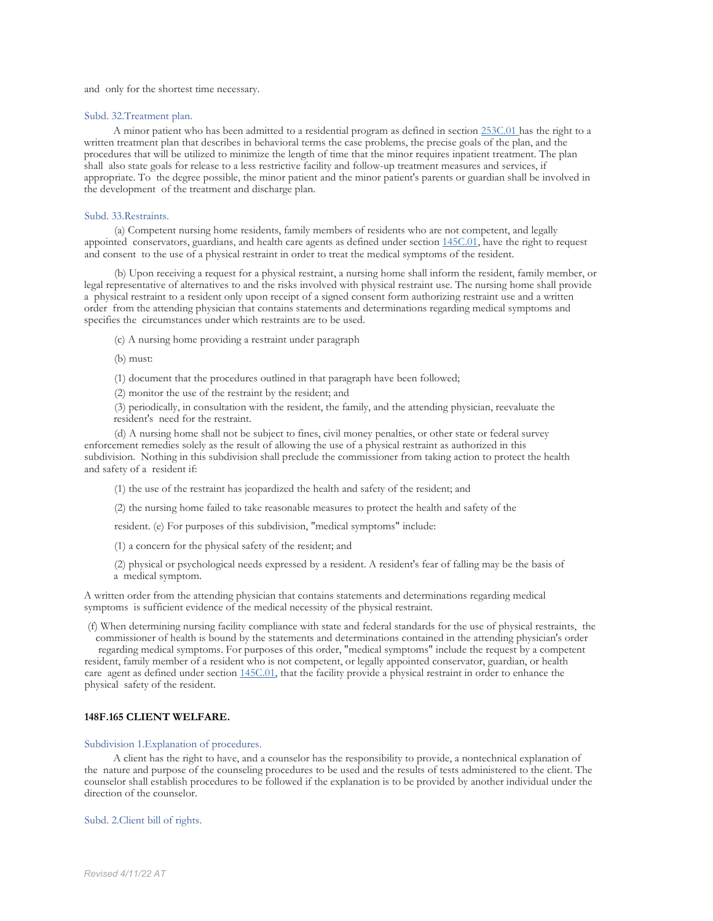and only for the shortest time necessary.

Subd. 32.Treatment plan.

A minor patient who has been admitted to a residential program as defined in section 253C.01 has the right to a written treatment plan that describes in behavioral terms the case problems, the precise goals of the plan, and the procedures that will be utilized to minimize the length of time that the minor requires inpatient treatment. The plan shall also state goals for release to a less restrictive facility and follow-up treatment measures and services, if appropriate. To the degree possible, the minor patient and the minor patient's parents or guardian shall be involved in the development of the treatment and discharge plan.

Subd. 33.Restraints.

(a) Competent nursing home residents, family members of residents who are not competent, and legally appointed conservators, guardians, and health care agents as defined under section 145C.01, have the right to request and consent to the use of a physical restraint in order to treat the medical symptoms of the resident.

(b) Upon receiving a request for a physical restraint, a nursing home shall inform the resident, family member, or legal representative of alternatives to and the risks involved with physical restraint use. The nursing home shall provide a physical restraint to a resident only upon receipt of a signed consent form authorizing restraint use and a written order from the attending physician that contains statements and determinations regarding medical symptoms and specifies the circumstances under which restraints are to be used.

(c) A nursing home providing a restraint under paragraph

(b) must:

(1) document that the procedures outlined in that paragraph have been followed;

(2) monitor the use of the restraint by the resident; and

(3) periodically, in consultation with the resident, the family, and the attending physician, reevaluate the resident's need for the restraint.

(d) A nursing home shall not be subject to fines, civil money penalties, or other state or federal survey enforcement remedies solely as the result of allowing the use of a physical restraint as authorized in this subdivision. Nothing in this subdivision shall preclude the commissioner from taking action to protect the health and safety of a resident if:

(1) the use of the restraint has jeopardized the health and safety of the resident; and

(2) the nursing home failed to take reasonable measures to protect the health and safety of the

resident. (e) For purposes of this subdivision, "medical symptoms" include:

(1) a concern for the physical safety of the resident; and

(2) physical or psychological needs expressed by a resident. A resident's fear of falling may be the basis of a medical symptom.

A written order from the attending physician that contains statements and determinations regarding medical symptoms is sufficient evidence of the medical necessity of the physical restraint.

(f) When determining nursing facility compliance with state and federal standards for the use of physical restraints, the commissioner of health is bound by the statements and determinations contained in the attending physician's order regarding medical symptoms. For purposes of this order, "medical symptoms" include the request by a competent resident, family member of a resident who is not competent, or legally appointed conservator, guardian, or health care agent as defined under section 145C.01, that the facility provide a physical restraint in order to enhance the physical safety of the resident.

## 148F.165 CLIENT WELFARE.

Subdivision 1.Explanation of procedures.

A client has the right to have, and a counselor has the responsibility to provide, a nontechnical explanation of the nature and purpose of the counseling procedures to be used and the results of tests administered to the client. The counselor shall establish procedures to be followed if the explanation is to be provided by another individual under the direction of the counselor.

Subd. 2.Client bill of rights.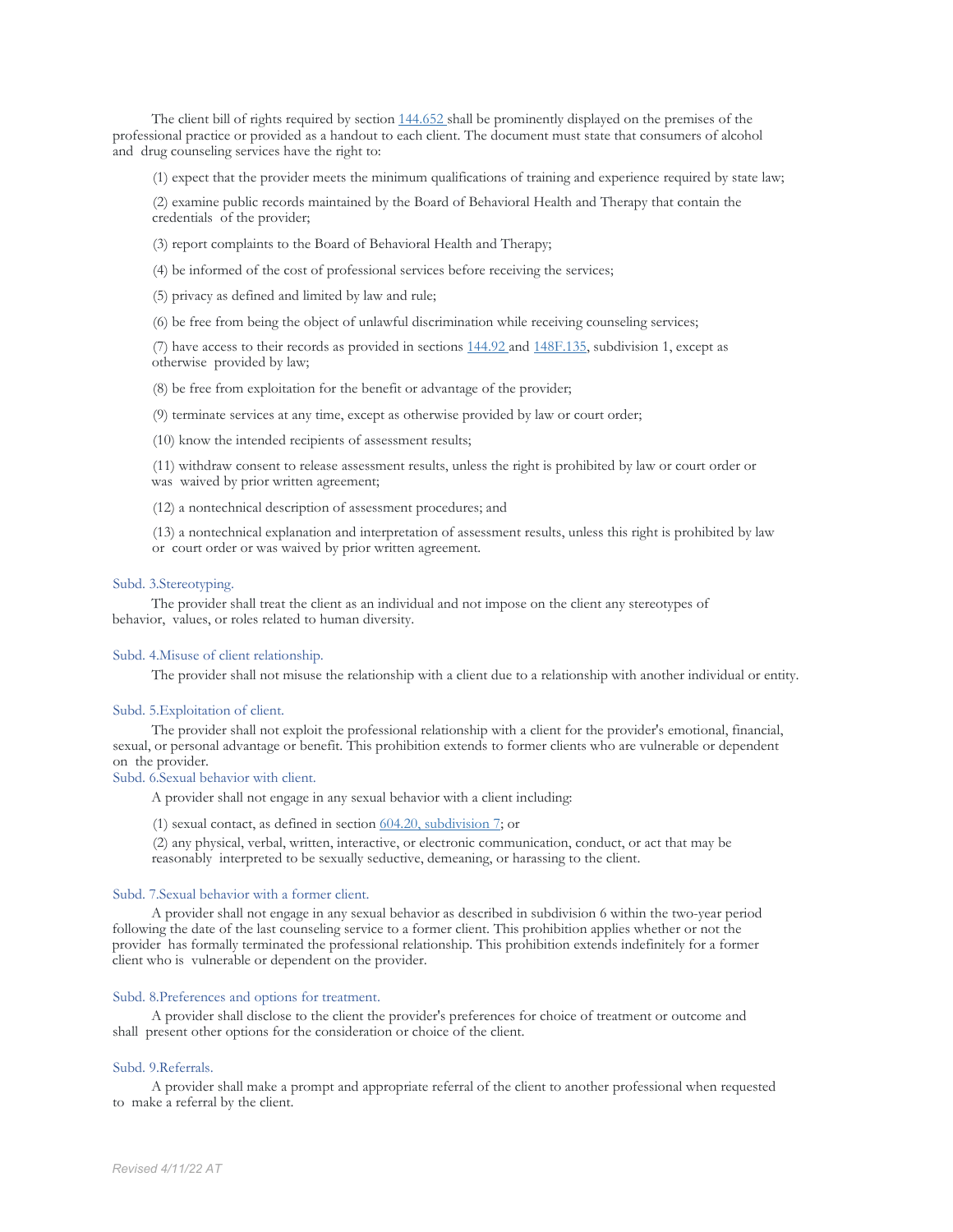The client bill of rights required by section [144.652](144.652) shall be prominently displayed on the premises of the professional practice or provided as a handout to each client. The document must state that consumers of alcohol and drug counseling services have the right to:

(1) expect that the provider meets the minimum qualifications of training and experience required by state law;

(2) examine public records maintained by the Board of Behavioral Health and Therapy that contain the credentials of the provider;

(3) report complaints to the Board of Behavioral Health and Therapy;

(4) be informed of the cost of professional services before receiving the services;

(5) privacy as defined and limited by law and rule;

(6) be free from being the object of unlawful discrimination while receiving counseling services;

(7) have access to their records as provided in sections 144.92 and 148F.135, subdivision 1, except as otherwise provided by law;

(8) be free from exploitation for the benefit or advantage of the provider;

(9) terminate services at any time, except as otherwise provided by law or court order;

(10) know the intended recipients of assessment results;

(11) withdraw consent to release assessment results, unless the right is prohibited by law or court order or was waived by prior written agreement;

(12) a nontechnical description of assessment procedures; and

(13) a nontechnical explanation and interpretation of assessment results, unless this right is prohibited by law or court order or was waived by prior written agreement.

### Subd. 3.Stereotyping.

The provider shall treat the client as an individual and not impose on the client any stereotypes of behavior, values, or roles related to human diversity.

### Subd. 4.Misuse of client relationship.

The provider shall not misuse the relationship with a client due to a relationship with another individual or entity.

### Subd. 5.Exploitation of client.

The provider shall not exploit the professional relationship with a client for the provider's emotional, financial, sexual, or personal advantage or benefit. This prohibition extends to former clients who are vulnerable or dependent on the provider.

### Subd. 6.Sexual behavior with client.

A provider shall not engage in any sexual behavior with a client including:

(1) sexual contact, as defined in section 604.20, subdivision 7; or

(2) any physical, verbal, written, interactive, or electronic communication, conduct, or act that may be reasonably interpreted to be sexually seductive, demeaning, or harassing to the client.

### Subd. 7.Sexual behavior with a former client.

A provider shall not engage in any sexual behavior as described in subdivision 6 within the two-year period following the date of the last counseling service to a former client. This prohibition applies whether or not the provider has formally terminated the professional relationship. This prohibition extends indefinitely for a former client who is vulnerable or dependent on the provider.

### Subd. 8.Preferences and options for treatment.

A provider shall disclose to the client the provider's preferences for choice of treatment or outcome and shall present other options for the consideration or choice of the client.

### Subd. 9.Referrals.

A provider shall make a prompt and appropriate referral of the client to another professional when requested to make a referral by the client.

*Revised 4/11/22 AT*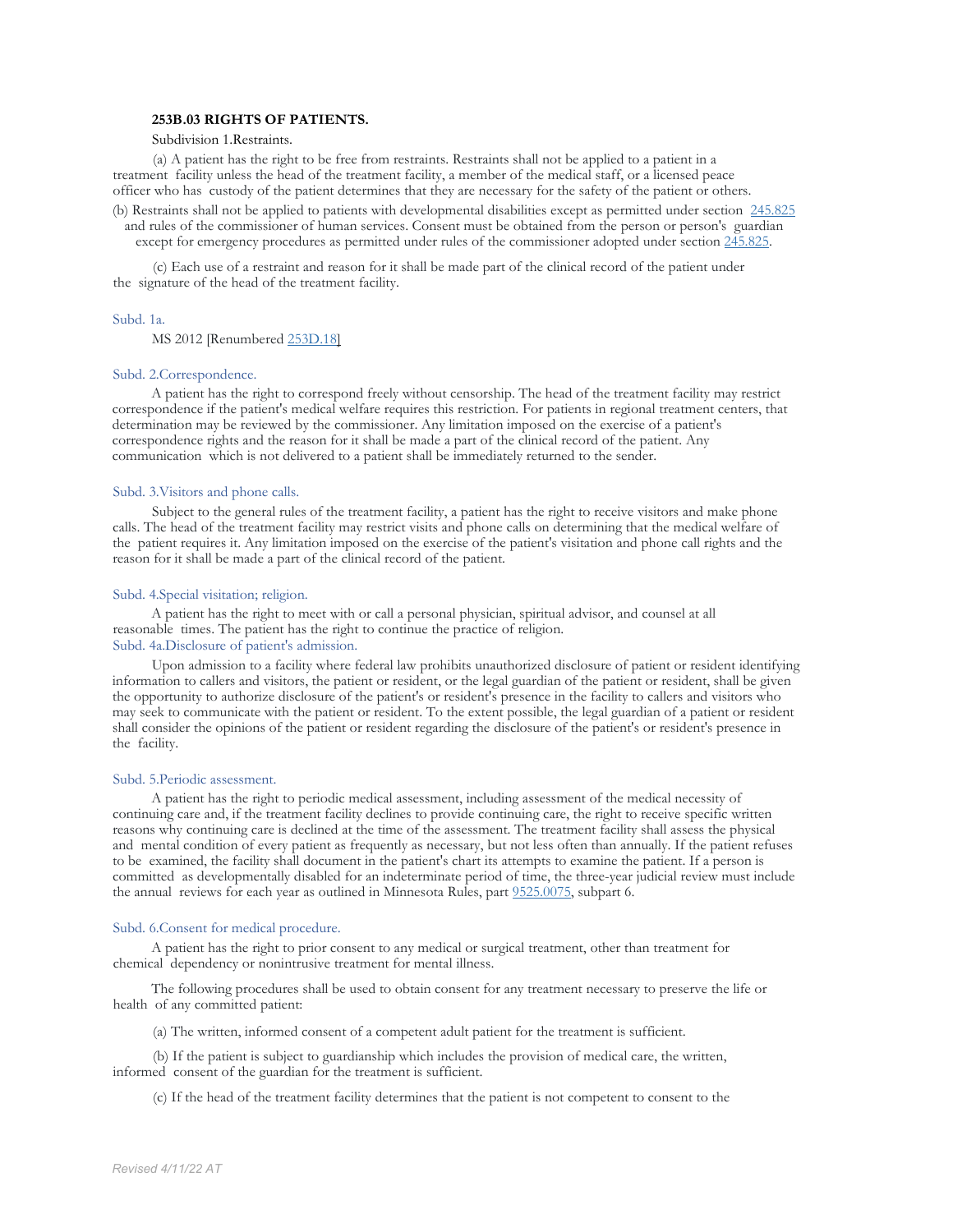### 253B.03 RIGHTS OF PATIENTS.

Subdivision 1.Restraints.

(a) A patient has the right to be free from restraints. Restraints shall not be applied to a patient in a treatment facility unless the head of the treatment facility, a member of the medical staff, or a licensed peace officer who has custody of the patient determines that they are necessary for the safety of the patient or others.

(b) Restraints shall not be applied to patients with developmental disabilities except as permitted under section 245.825 and rules of the commissioner of human services. Consent must be obtained from the person or person's guardian except for emergency procedures as permitted under rules of the commissioner adopted under section 245.825.

(c) Each use of a restraint and reason for it shall be made part of the clinical record of the patient under the signature of the head of the treatment facility.

Subd. 1a.

MS 2012 [Renumbered 253D.18]

Subd. 2.Correspondence.

A patient has the right to correspond freely without censorship. The head of the treatment facility may restrict correspondence if the patient's medical welfare requires this restriction. For patients in regional treatment centers, that determination may be reviewed by the commissioner. Any limitation imposed on the exercise of a patient's correspondence rights and the reason for it shall be made a part of the clinical record of the patient. Any communication which is not delivered to a patient shall be immediately returned to the sender.

Subd. 3.Visitors and phone calls.

Subject to the general rules of the treatment facility, a patient has the right to receive visitors and make phone calls. The head of the treatment facility may restrict visits and phone calls on determining that the medical welfare of the patient requires it. Any limitation imposed on the exercise of the patient's visitation and phone call rights and the reason for it shall be made a part of the clinical record of the patient.

Subd. 4.Special visitation; religion.

A patient has the right to meet with or call a personal physician, spiritual advisor, and counsel at all reasonable times. The patient has the right to continue the practice of religion.

Subd. 4a.Disclosure of patient's admission.

Upon admission to a facility where federal law prohibits unauthorized disclosure of patient or resident identifying information to callers and visitors, the patient or resident, or the legal guardian of the patient or resident, shall be given the opportunity to authorize disclosure of the patient's or resident's presence in the facility to callers and visitors who may seek to communicate with the patient or resident. To the extent possible, the legal guardian of a patient or resident shall consider the opinions of the patient or resident regarding the disclosure of the patient's or resident's presence in the facility.

Subd. 5.Periodic assessment.

A patient has the right to periodic medical assessment, including assessment of the medical necessity of continuing care and, if the treatment facility declines to provide continuing care, the right to receive specific written reasons why continuing care is declined at the time of the assessment. The treatment facility shall assess the physical and mental condition of every patient as frequently as necessary, but not less often than annually. If the patient refuses to be examined, the facility shall document in the patient's chart its attempts to examine the patient. If a person is committed as developmentally disabled for an indeterminate period of time, the three-year judicial review must include the annual reviews for each year as outlined in Minnesota Rules, part 9525.0075, subpart 6.

Subd. 6.Consent for medical procedure.

A patient has the right to prior consent to any medical or surgical treatment, other than treatment for chemical dependency or nonintrusive treatment for mental illness.

The following procedures shall be used to obtain consent for any treatment necessary to preserve the life or health of any committed patient:

(a) The written, informed consent of a competent adult patient for the treatment is sufficient.

(b) If the patient is subject to guardianship which includes the provision of medical care, the written, informed consent of the guardian for the treatment is sufficient.

(c) If the head of the treatment facility determines that the patient is not competent to consent to the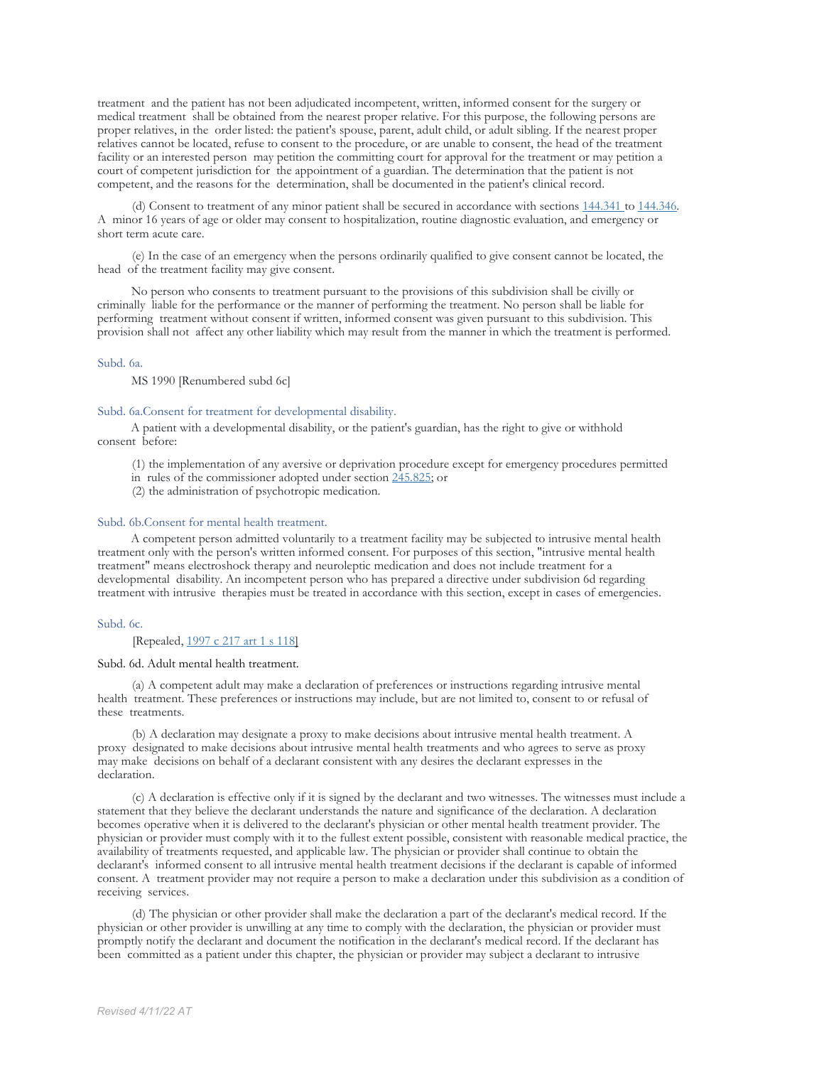treatment and the patient has not been adjudicated incompetent, written, informed consent for the surgery or medical treatment shall be obtained from the nearest proper relative. For this purpose, the following persons are proper relatives, in the order listed: the patient's spouse, parent, adult child, or adult sibling. If the nearest proper relatives cannot be located, refuse to consent to the procedure, or are unable to consent, the head of the treatment facility or an interested person may petition the committing court for approval for the treatment or may petition a court of competent jurisdiction for the appointment of a guardian. The determination that the patient is not competent, and the reasons for the determination, shall be documented in the patient's clinical record.

(d) Consent to treatment of any minor patient shall be secured in accordance with sections 144.341 to 144.346. A minor 16 years of age or older may consent to hospitalization, routine diagnostic evaluation, and emergency or short term acute care.

(e) In the case of an emergency when the persons ordinarily qualified to give consent cannot be located, the head of the treatment facility may give consent.

No person who consents to treatment pursuant to the provisions of this subdivision shall be civilly or criminally liable for the performance or the manner of performing the treatment. No person shall be liable for performing treatment without consent if written, informed consent was given pursuant to this subdivision. This provision shall not affect any other liability which may result from the manner in which the treatment is performed.

Subd. 6a.

MS 1990 [Renumbered subd 6c]

Subd. 6a.Consent for treatment for developmental disability.

A patient with a developmental disability, or the patient's guardian, has the right to give or withhold consent before:

(1) the implementation of any aversive or deprivation procedure except for emergency procedures permitted in rules of the commissioner adopted under section 245.825; or
(2) the administration of psychotropic medication.

Subd. 6b.Consent for mental health treatment.

A competent person admitted voluntarily to a treatment facility may be subjected to intrusive mental health treatment only with the person's written informed consent. For purposes of this section, "intrusive mental health treatment" means electroshock therapy and neuroleptic medication and does not include treatment for a developmental disability. An incompetent person who has prepared a directive under subdivision 6d regarding treatment with intrusive therapies must be treated in accordance with this section, except in cases of emergencies.

Subd. 6c.

[Repealed, 1997 c 217 art 1 s 118]

Subd. 6d. Adult mental health treatment.

(a) A competent adult may make a declaration of preferences or instructions regarding intrusive mental health treatment. These preferences or instructions may include, but are not limited to, consent to or refusal of these treatments.

(b) A declaration may designate a proxy to make decisions about intrusive mental health treatment. A proxy designated to make decisions about intrusive mental health treatments and who agrees to serve as proxy may make decisions on behalf of a declarant consistent with any desires the declarant expresses in the declaration.

(c) A declaration is effective only if it is signed by the declarant and two witnesses. The witnesses must include a statement that they believe the declarant understands the nature and significance of the declaration. A declaration becomes operative when it is delivered to the declarant's physician or other mental health treatment provider. The physician or provider must comply with it to the fullest extent possible, consistent with reasonable medical practice, the availability of treatments requested, and applicable law. The physician or provider shall continue to obtain the declarant's informed consent to all intrusive mental health treatment decisions if the declarant is capable of informed consent. A treatment provider may not require a person to make a declaration under this subdivision as a condition of receiving services.

(d) The physician or other provider shall make the declaration a part of the declarant's medical record. If the physician or other provider is unwilling at any time to comply with the declaration, the physician or provider must promptly notify the declarant and document the notification in the declarant's medical record. If the declarant has been committed as a patient under this chapter, the physician or provider may subject a declarant to intrusive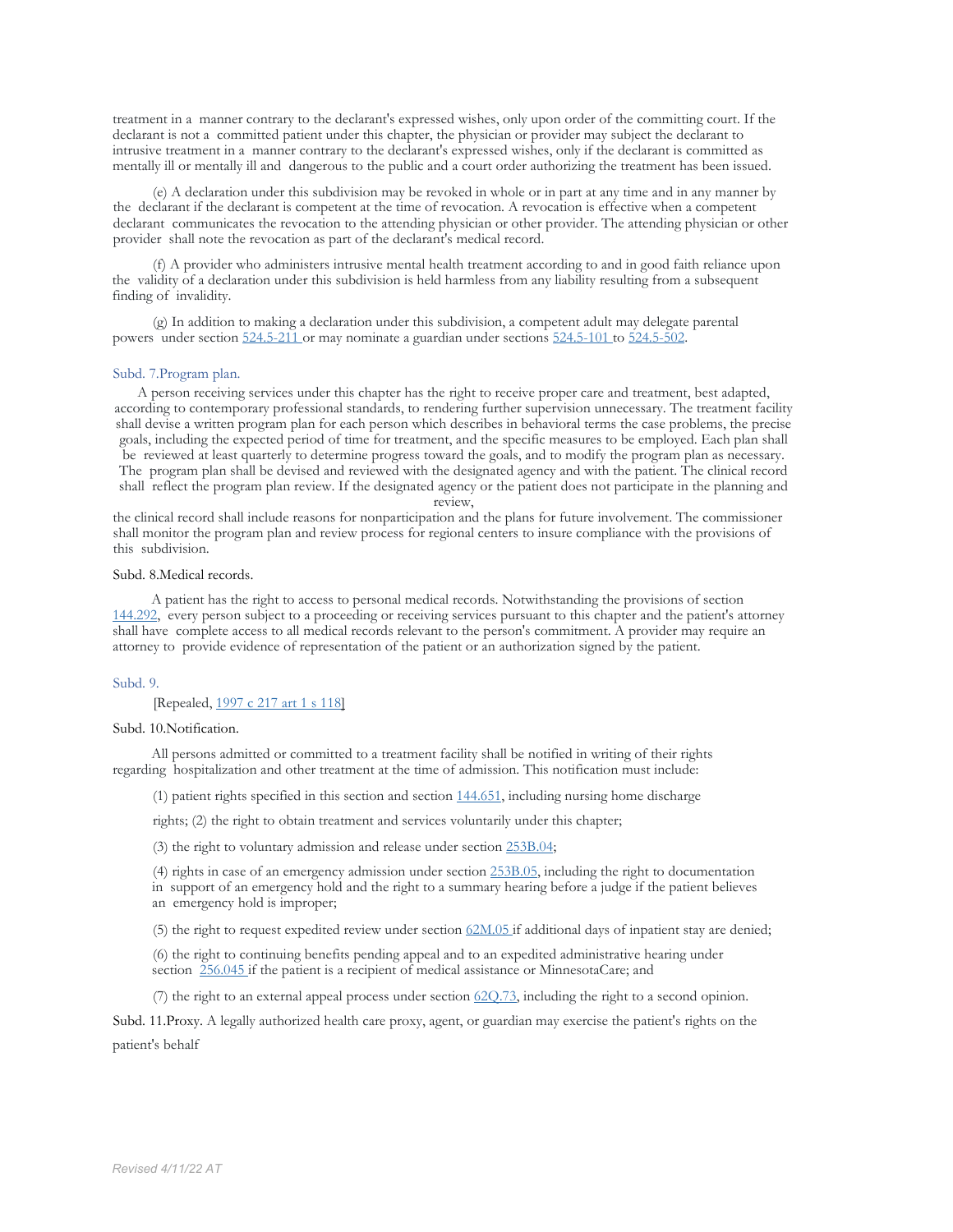treatment in a manner contrary to the declarant's expressed wishes, only upon order of the committing court. If the declarant is not a committed patient under this chapter, the physician or provider may subject the declarant to intrusive treatment in a manner contrary to the declarant's expressed wishes, only if the declarant is committed as mentally ill or mentally ill and dangerous to the public and a court order authorizing the treatment has been issued.

(e) A declaration under this subdivision may be revoked in whole or in part at any time and in any manner by the declarant if the declarant is competent at the time of revocation. A revocation is effective when a competent declarant communicates the revocation to the attending physician or other provider. The attending physician or other provider shall note the revocation as part of the declarant's medical record.

(f) A provider who administers intrusive mental health treatment according to and in good faith reliance upon the validity of a declaration under this subdivision is held harmless from any liability resulting from a subsequent finding of invalidity.

(g) In addition to making a declaration under this subdivision, a competent adult may delegate parental powers under section 524.5-211 or may nominate a guardian under sections 524.5-101 to 524.5-502.

Subd. 7.Program plan.

A person receiving services under this chapter has the right to receive proper care and treatment, best adapted, according to contemporary professional standards, to rendering further supervision unnecessary. The treatment facility shall devise a written program plan for each person which describes in behavioral terms the case problems, the precise goals, including the expected period of time for treatment, and the specific measures to be employed. Each plan shall be reviewed at least quarterly to determine progress toward the goals, and to modify the program plan as necessary. The program plan shall be devised and reviewed with the designated agency and with the patient. The clinical record shall reflect the program plan review. If the designated agency or the patient does not participate in the planning and review, the clinical record shall include reasons for nonparticipation and the plans for future involvement. The commissioner shall monitor the program plan and review process for regional centers to insure compliance with the provisions of this subdivision.

Subd. 8.Medical records.

A patient has the right to access to personal medical records. Notwithstanding the provisions of section 144.292, every person subject to a proceeding or receiving services pursuant to this chapter and the patient's attorney shall have complete access to all medical records relevant to the person's commitment. A provider may require an attorney to provide evidence of representation of the patient or an authorization signed by the patient.

Subd. 9.

[Repealed, 1997 c 217 art 1 s 118]

Subd. 10.Notification.

All persons admitted or committed to a treatment facility shall be notified in writing of their rights regarding hospitalization and other treatment at the time of admission. This notification must include:

(1) patient rights specified in this section and section 144.651, including nursing home discharge rights; (2) the right to obtain treatment and services voluntarily under this chapter;

(3) the right to voluntary admission and release under section 253B.04;

(4) rights in case of an emergency admission under section 253B.05, including the right to documentation in support of an emergency hold and the right to a summary hearing before a judge if the patient believes an emergency hold is improper;

(5) the right to request expedited review under section 62M.05 if additional days of inpatient stay are denied;

(6) the right to continuing benefits pending appeal and to an expedited administrative hearing under section 256.045 if the patient is a recipient of medical assistance or MinnesotaCare; and

(7) the right to an external appeal process under section 62Q.73, including the right to a second opinion.

Subd. 11.Proxy. A legally authorized health care proxy, agent, or guardian may exercise the patient's rights on the patient's behalf

Revised 4/11/22 AT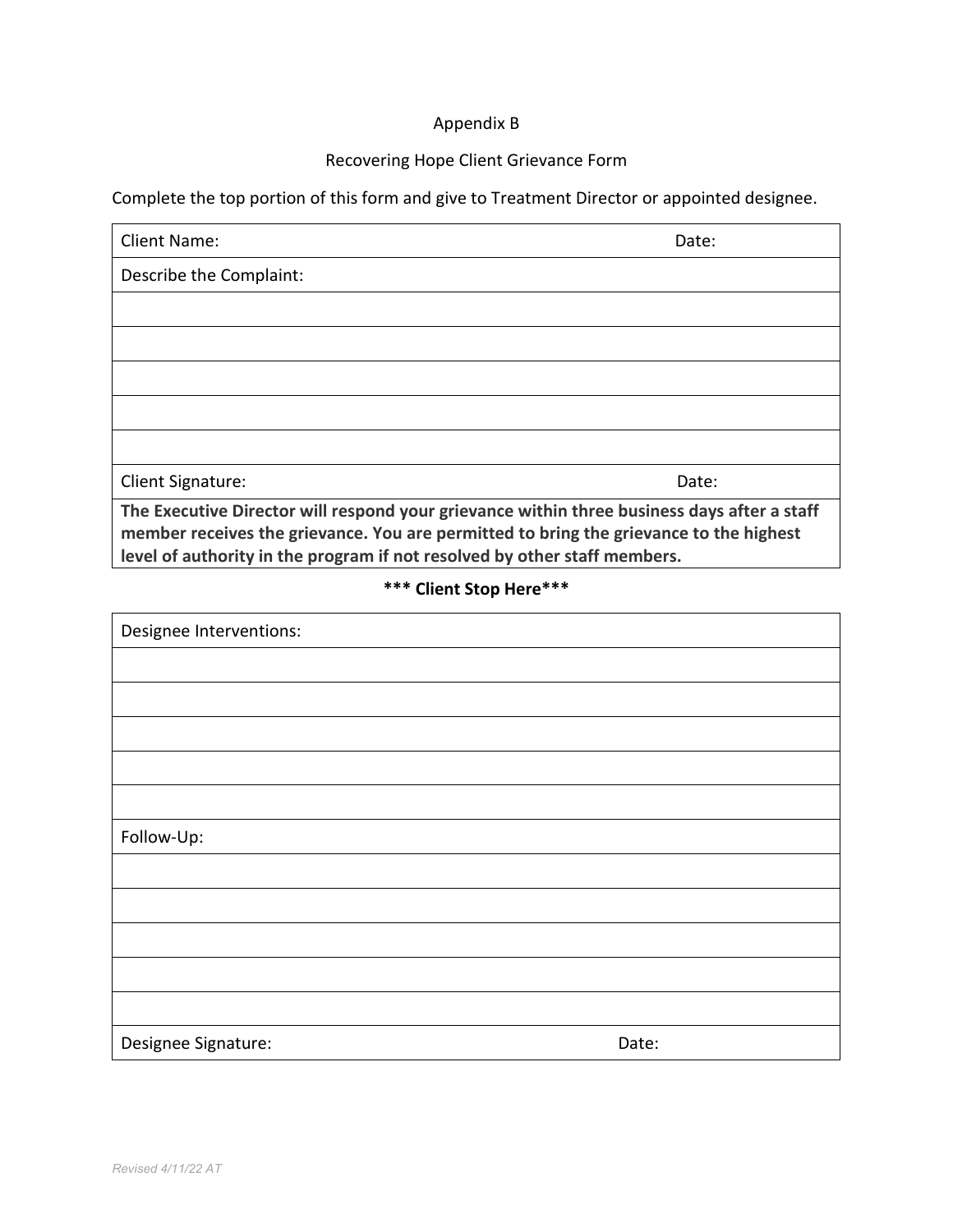Appendix B

Recovering Hope Client Grievance Form

Complete the top portion of this form and give to Treatment Director or appointed designee.

| Client Name: | Date: |
|---|---|
| Describe the Complaint: | |
| | |
| | |
| | |
| | |
| | |
| Client Signature: | Date: |
| **The Executive Director will respond your grievance within three business days after a staff member receives the grievance. You are permitted to bring the grievance to the highest level of authority in the program if not resolved by other staff members.** | |

**\*\*\* Client Stop Here\*\*\***

| Designee Interventions: | |
|---|---|
| | |
| | |
| | |
| | |
| | |
| Follow-Up: | |
| | |
| | |
| | |
| | |
| | |
| Designee Signature: | Date: |

*Revised 4/11/22 AT*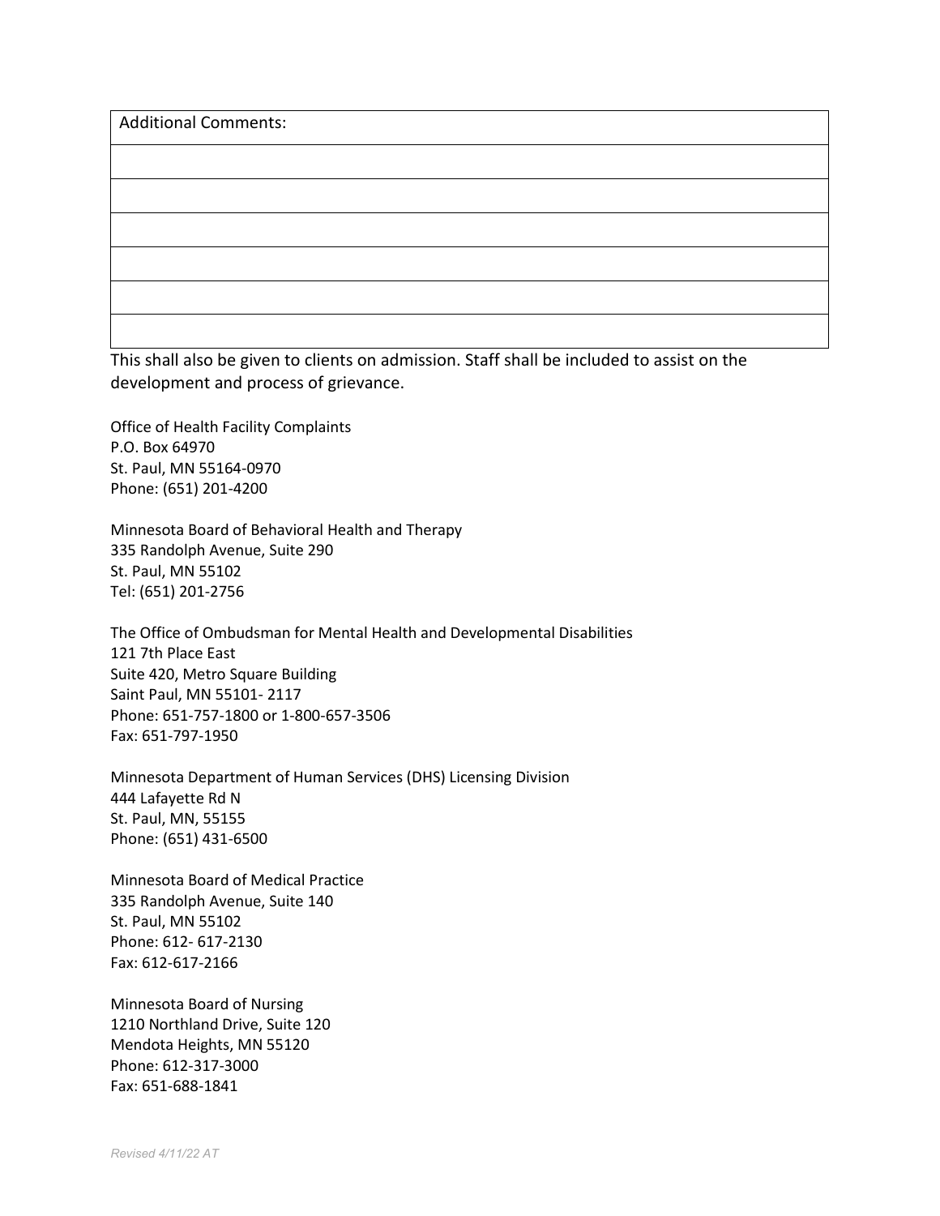| Additional Comments: |
| --- |
| |
| |
| |
| |
| |
| |

This shall also be given to clients on admission. Staff shall be included to assist on the development and process of grievance.

Office of Health Facility Complaints
P.O. Box 64970
St. Paul, MN 55164-0970
Phone: (651) 201-4200

Minnesota Board of Behavioral Health and Therapy
335 Randolph Avenue, Suite 290
St. Paul, MN 55102
Tel: (651) 201-2756

The Office of Ombudsman for Mental Health and Developmental Disabilities
121 7th Place East
Suite 420, Metro Square Building
Saint Paul, MN 55101- 2117
Phone: 651-757-1800 or 1-800-657-3506
Fax: 651-797-1950

Minnesota Department of Human Services (DHS) Licensing Division
444 Lafayette Rd N
St. Paul, MN, 55155
Phone: (651) 431-6500

Minnesota Board of Medical Practice
335 Randolph Avenue, Suite 140
St. Paul, MN 55102
Phone: 612- 617-2130
Fax: 612-617-2166

Minnesota Board of Nursing
1210 Northland Drive, Suite 120
Mendota Heights, MN 55120
Phone: 612-317-3000
Fax: 651-688-1841

*Revised 4/11/22 AT*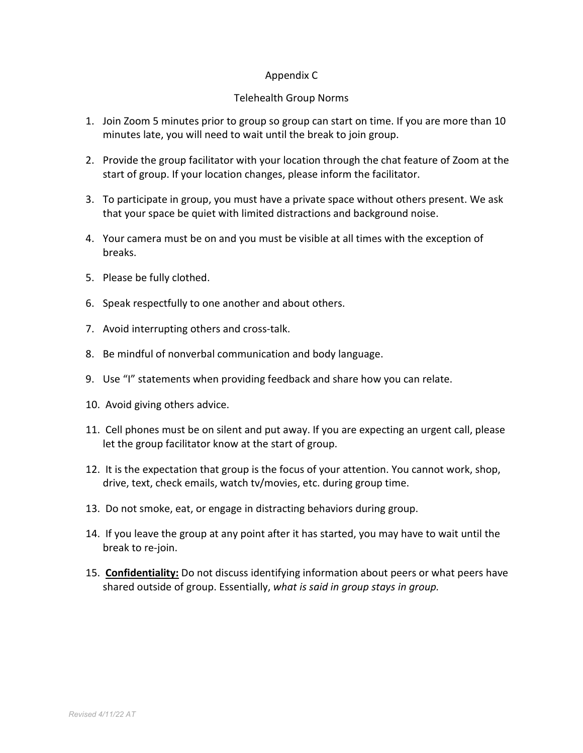## Appendix C

## Telehealth Group Norms

1. Join Zoom 5 minutes prior to group so group can start on time. If you are more than 10 minutes late, you will need to wait until the break to join group.
2. Provide the group facilitator with your location through the chat feature of Zoom at the start of group. If your location changes, please inform the facilitator.
3. To participate in group, you must have a private space without others present. We ask that your space be quiet with limited distractions and background noise.
4. Your camera must be on and you must be visible at all times with the exception of breaks.
5. Please be fully clothed.
6. Speak respectfully to one another and about others.
7. Avoid interrupting others and cross-talk.
8. Be mindful of nonverbal communication and body language.
9. Use "I" statements when providing feedback and share how you can relate.
10. Avoid giving others advice.
11. Cell phones must be on silent and put away. If you are expecting an urgent call, please let the group facilitator know at the start of group.
12. It is the expectation that group is the focus of your attention. You cannot work, shop, drive, text, check emails, watch tv/movies, etc. during group time.
13. Do not smoke, eat, or engage in distracting behaviors during group.
14. If you leave the group at any point after it has started, you may have to wait until the break to re-join.
15. **Confidentiality:** Do not discuss identifying information about peers or what peers have shared outside of group. Essentially, *what is said in group stays in group.*

*Revised 4/11/22 AT*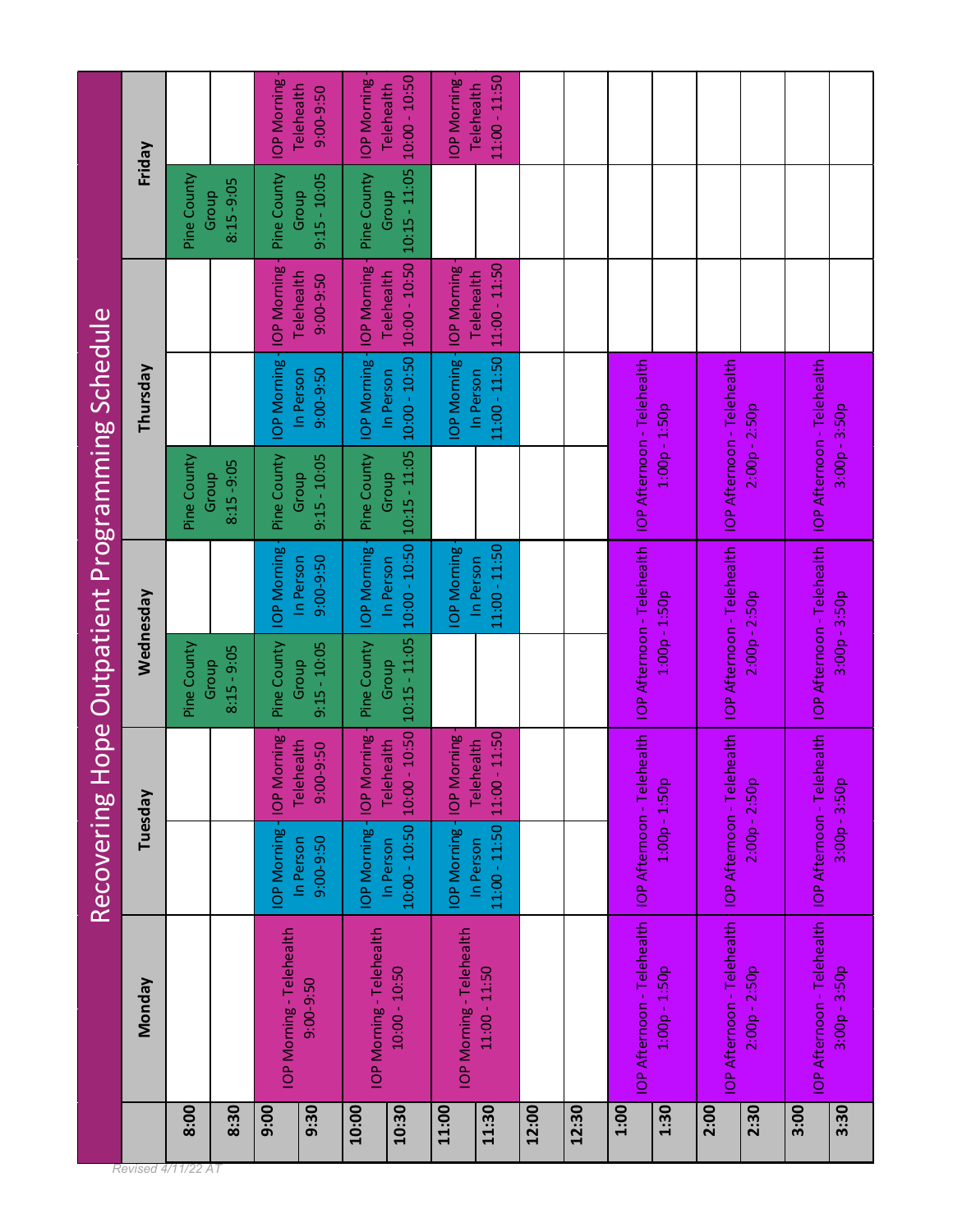# Recovering Hope Outpatient Programming Schedule

| | Monday | Tuesday | | Wednesday | | Thursday | | | Friday | |
|---|---|---|---|---|---|---|---|---|---|---|
| 8:00 | | | | Pine County Group 8:15 - 9:05 | | Pine County Group 8:15 - 9:05 | | | Pine County Group 8:15 - 9:05 | |
| 8:30 | | | | | | | | | | |
| 9:00 | IOP Morning - Telehealth 9:00-9:50 | IOP Morning - In Person 9:00-9:50 | IOP Morning - Telehealth 9:00-9:50 | Pine County Group 9:15 - 10:05 | IOP Morning - In Person 9:00-9:50 | Pine County Group 9:15 - 10:05 | IOP Morning - In Person 9:00-9:50 | IOP Morning - Telehealth 9:00-9:50 | Pine County Group 9:15 - 10:05 | IOP Morning - Telehealth 9:00-9:50 |
| 9:30 | | | | | | | | | | |
| 10:00 | IOP Morning - Telehealth 10:00 - 10:50 | IOP Morning - In Person 10:00 - 10:50 | IOP Morning - Telehealth 10:00 - 10:50 | Pine County Group 10:15 - 11:05 | IOP Morning - In Person 10:00 - 10:50 | Pine County Group 10:15 - 11:05 | IOP Morning - In Person 10:00 - 10:50 | IOP Morning - Telehealth 10:00 - 10:50 | Pine County Group 10:15 - 11:05 | IOP Morning - Telehealth 10:00 - 10:50 |
| 10:30 | | | | | | | | | | |
| 11:00 | IOP Morning - Telehealth 11:00 - 11:50 | IOP Morning - In Person 11:00 - 11:50 | IOP Morning - Telehealth 11:00 - 11:50 | | IOP Morning - In Person 11:00 - 11:50 | | IOP Morning - In Person 11:00 - 11:50 | IOP Morning - Telehealth 11:00 - 11:50 | | IOP Morning - Telehealth 11:00 - 11:50 |
| 11:30 | | | | | | | | | | |
| 12:00 | | | | | | | | | | |
| 12:30 | | | | | | | | | | |
| 1:00 | IOP Afternoon - Telehealth 1:00p - 1:50p | IOP Afternoon - Telehealth 1:00p - 1:50p | | IOP Afternoon - Telehealth 1:00p - 1:50p | | IOP Afternoon - Telehealth 1:00p - 1:50p | | | | |
| 1:30 | | | | | | | | | | |
| 2:00 | IOP Afternoon - Telehealth 2:00p - 2:50p | IOP Afternoon - Telehealth 2:00p - 2:50p | | IOP Afternoon - Telehealth 2:00p - 2:50p | | IOP Afternoon - Telehealth 2:00p - 2:50p | | | | |
| 2:30 | | | | | | | | | | |
| 3:00 | IOP Afternoon - Telehealth 3:00p - 3:50p | IOP Afternoon - Telehealth 3:00p - 3:50p | | IOP Afternoon - Telehealth 3:00p - 3:50p | | IOP Afternoon - Telehealth 3:00p - 3:50p | | | | |
| 3:30 | | | | | | | | | | |

*Revised 4/11/22 AT*